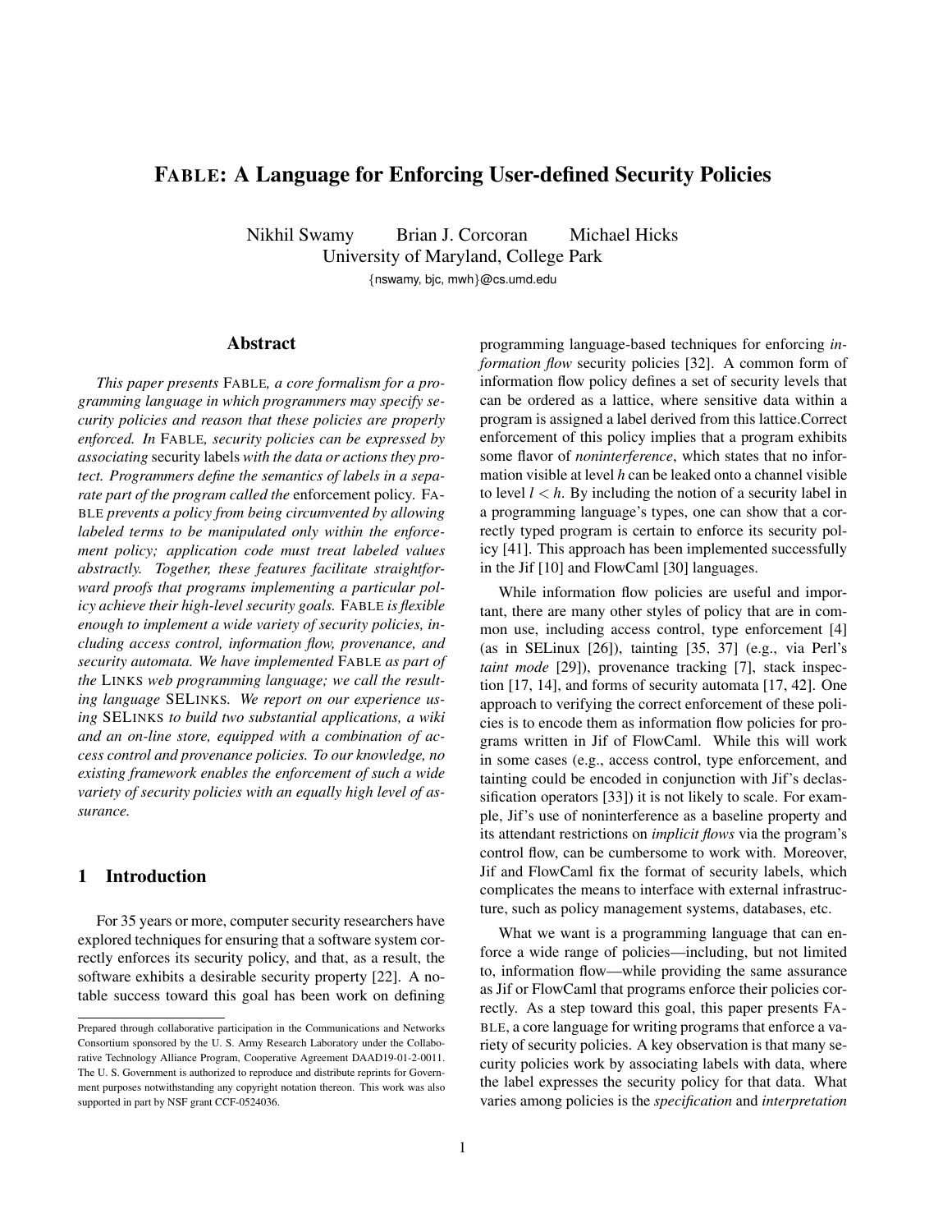# FABLE: A Language for Enforcing User-defined Security Policies

Nikhil Swamy  Brian J. Corcoran  Michael Hicks
University of Maryland, College Park
{nswamy, bjc, mwh}@cs.umd.edu

## Abstract

*This paper presents* FABLE*, a core formalism for a programming language in which programmers may specify security policies and reason that these policies are properly enforced. In* FABLE*, security policies can be expressed by associating* security labels *with the data or actions they protect. Programmers define the semantics of labels in a separate part of the program called the* enforcement policy*.* FABLE *prevents a policy from being circumvented by allowing labeled terms to be manipulated only within the enforcement policy; application code must treat labeled values abstractly. Together, these features facilitate straightforward proofs that programs implementing a particular policy achieve their high-level security goals.* FABLE *is flexible enough to implement a wide variety of security policies, including access control, information flow, provenance, and security automata. We have implemented* FABLE *as part of the* LINKS *web programming language; we call the resulting language* SELINKS*. We report on our experience using* SELINKS *to build two substantial applications, a wiki and an on-line store, equipped with a combination of access control and provenance policies. To our knowledge, no existing framework enables the enforcement of such a wide variety of security policies with an equally high level of assurance.*

## 1 Introduction

For 35 years or more, computer security researchers have explored techniques for ensuring that a software system correctly enforces its security policy, and that, as a result, the software exhibits a desirable security property [22]. A notable success toward this goal has been work on defining programming language-based techniques for enforcing *information flow* security policies [32]. A common form of information flow policy defines a set of security levels that can be ordered as a lattice, where sensitive data within a program is assigned a label derived from this lattice.Correct enforcement of this policy implies that a program exhibits some flavor of *noninterference*, which states that no information visible at level $h$ can be leaked onto a channel visible to level $l < h$. By including the notion of a security label in a programming language's types, one can show that a correctly typed program is certain to enforce its security policy [41]. This approach has been implemented successfully in the Jif [10] and FlowCaml [30] languages.

While information flow policies are useful and important, there are many other styles of policy that are in common use, including access control, type enforcement [4] (as in SELinux [26]), tainting [35, 37] (e.g., via Perl's *taint mode* [29]), provenance tracking [7], stack inspection [17, 14], and forms of security automata [17, 42]. One approach to verifying the correct enforcement of these policies is to encode them as information flow policies for programs written in Jif of FlowCaml. While this will work in some cases (e.g., access control, type enforcement, and tainting could be encoded in conjunction with Jif's declassification operators [33]) it is not likely to scale. For example, Jif's use of noninterference as a baseline property and its attendant restrictions on *implicit flows* via the program's control flow, can be cumbersome to work with. Moreover, Jif and FlowCaml fix the format of security labels, which complicates the means to interface with external infrastructure, such as policy management systems, databases, etc.

What we want is a programming language that can enforce a wide range of policies—including, but not limited to, information flow—while providing the same assurance as Jif or FlowCaml that programs enforce their policies correctly. As a step toward this goal, this paper presents FABLE, a core language for writing programs that enforce a variety of security policies. A key observation is that many security policies work by associating labels with data, where the label expresses the security policy for that data. What varies among policies is the *specification* and *interpretation*

Prepared through collaborative participation in the Communications and Networks Consortium sponsored by the U. S. Army Research Laboratory under the Collaborative Technology Alliance Program, Cooperative Agreement DAAD19-01-2-0011. The U. S. Government is authorized to reproduce and distribute reprints for Government purposes notwithstanding any copyright notation thereon. This work was also supported in part by NSF grant CCF-0524036.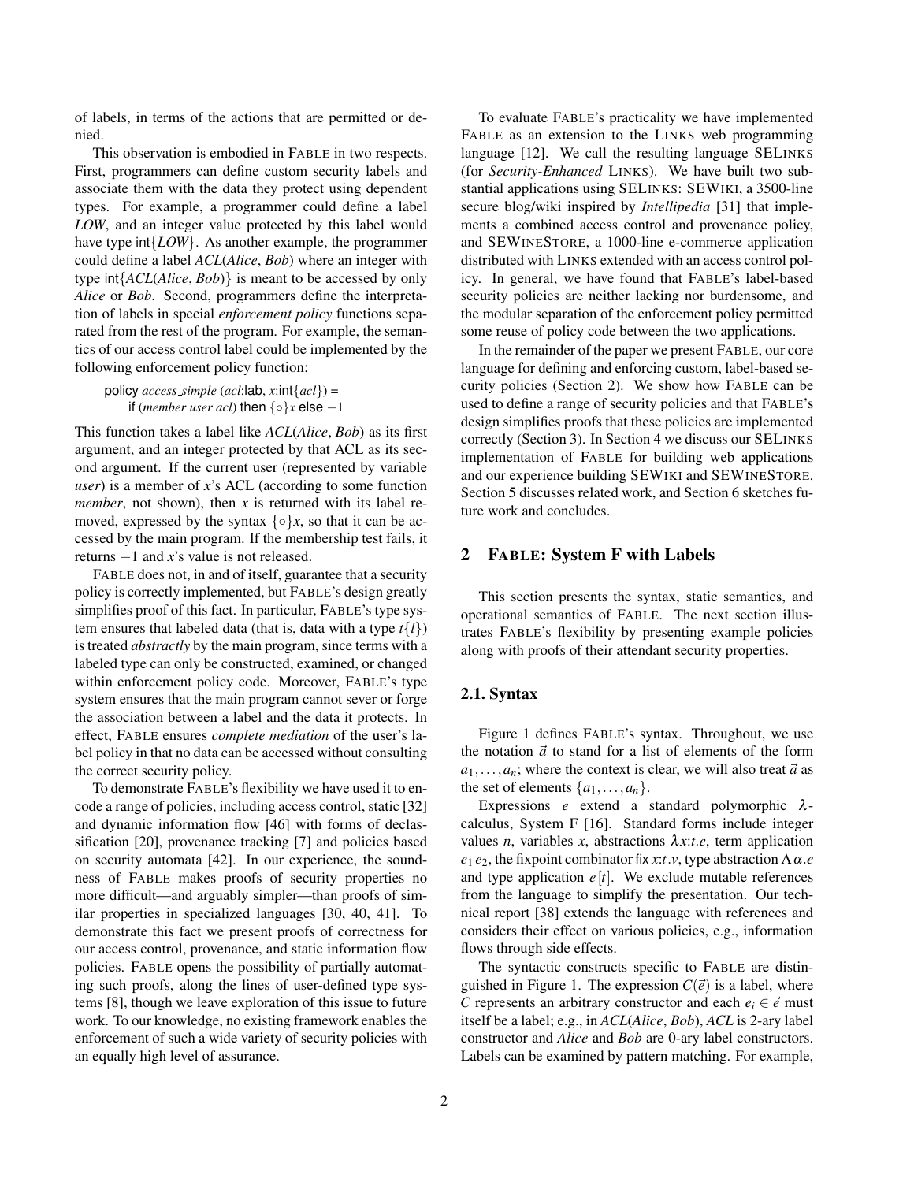of labels, in terms of the actions that are permitted or denied.

This observation is embodied in FABLE in two respects. First, programmers can define custom security labels and associate them with the data they protect using dependent types. For example, a programmer could define a label *LOW*, and an integer value protected by this label would have type int{*LOW*}. As another example, the programmer could define a label *ACL*(*Alice*, *Bob*) where an integer with type int{*ACL*(*Alice*, *Bob*)} is meant to be accessed by only *Alice* or *Bob*. Second, programmers define the interpretation of labels in special *enforcement policy* functions separated from the rest of the program. For example, the semantics of our access control label could be implemented by the following enforcement policy function:

```
policy access_simple (acl:lab, x:int{acl}) =
    if (member user acl) then {◦}x else −1
```

This function takes a label like *ACL*(*Alice*, *Bob*) as its first argument, and an integer protected by that ACL as its second argument. If the current user (represented by variable *user*) is a member of *x*'s ACL (according to some function *member*, not shown), then *x* is returned with its label removed, expressed by the syntax $\{\circ\}x$, so that it can be accessed by the main program. If the membership test fails, it returns $-1$ and *x*'s value is not released.

FABLE does not, in and of itself, guarantee that a security policy is correctly implemented, but FABLE's design greatly simplifies proof of this fact. In particular, FABLE's type system ensures that labeled data (that is, data with a type $t\{l\}$) is treated *abstractly* by the main program, since terms with a labeled type can only be constructed, examined, or changed within enforcement policy code. Moreover, FABLE's type system ensures that the main program cannot sever or forge the association between a label and the data it protects. In effect, FABLE ensures *complete mediation* of the user's label policy in that no data can be accessed without consulting the correct security policy.

To demonstrate FABLE's flexibility we have used it to encode a range of policies, including access control, static [32] and dynamic information flow [46] with forms of declassification [20], provenance tracking [7] and policies based on security automata [42]. In our experience, the soundness of FABLE makes proofs of security properties no more difficult—and arguably simpler—than proofs of similar properties in specialized languages [30, 40, 41]. To demonstrate this fact we present proofs of correctness for our access control, provenance, and static information flow policies. FABLE opens the possibility of partially automating such proofs, along the lines of user-defined type systems [8], though we leave exploration of this issue to future work. To our knowledge, no existing framework enables the enforcement of such a wide variety of security policies with an equally high level of assurance.

To evaluate FABLE's practicality we have implemented FABLE as an extension to the LINKS web programming language [12]. We call the resulting language SELINKS (for *Security-Enhanced* LINKS). We have built two substantial applications using SELINKS: SEWIKI, a 3500-line secure blog/wiki inspired by *Intellipedia* [31] that implements a combined access control and provenance policy, and SEWINESTORE, a 1000-line e-commerce application distributed with LINKS extended with an access control policy. In general, we have found that FABLE's label-based security policies are neither lacking nor burdensome, and the modular separation of the enforcement policy permitted some reuse of policy code between the two applications.

In the remainder of the paper we present FABLE, our core language for defining and enforcing custom, label-based security policies (Section 2). We show how FABLE can be used to define a range of security policies and that FABLE's design simplifies proofs that these policies are implemented correctly (Section 3). In Section 4 we discuss our SELINKS implementation of FABLE for building web applications and our experience building SEWIKI and SEWINESTORE. Section 5 discusses related work, and Section 6 sketches future work and concludes.

## 2 FABLE: System F with Labels

This section presents the syntax, static semantics, and operational semantics of FABLE. The next section illustrates FABLE's flexibility by presenting example policies along with proofs of their attendant security properties.

### 2.1. Syntax

Figure 1 defines FABLE's syntax. Throughout, we use the notation $\vec{a}$ to stand for a list of elements of the form $a_1, \ldots, a_n$; where the context is clear, we will also treat $\vec{a}$ as the set of elements $\{a_1, \ldots, a_n\}$.

Expressions $e$ extend a standard polymorphic $\lambda$-calculus, System F [16]. Standard forms include integer values $n$, variables $x$, abstractions $\lambda x{:}t.e$, term application $e_1\, e_2$, the fixpoint combinator $\mathsf{fix}\; x{:}t.v$, type abstraction $\Lambda\alpha.e$ and type application $e\,[t]$. We exclude mutable references from the language to simplify the presentation. Our technical report [38] extends the language with references and considers their effect on various policies, e.g., information flows through side effects.

The syntactic constructs specific to FABLE are distinguished in Figure 1. The expression $C(\vec{e})$ is a label, where $C$ represents an arbitrary constructor and each $e_i \in \vec{e}$ must itself be a label; e.g., in *ACL*(*Alice*, *Bob*), *ACL* is 2-ary label constructor and *Alice* and *Bob* are 0-ary label constructors. Labels can be examined by pattern matching. For example,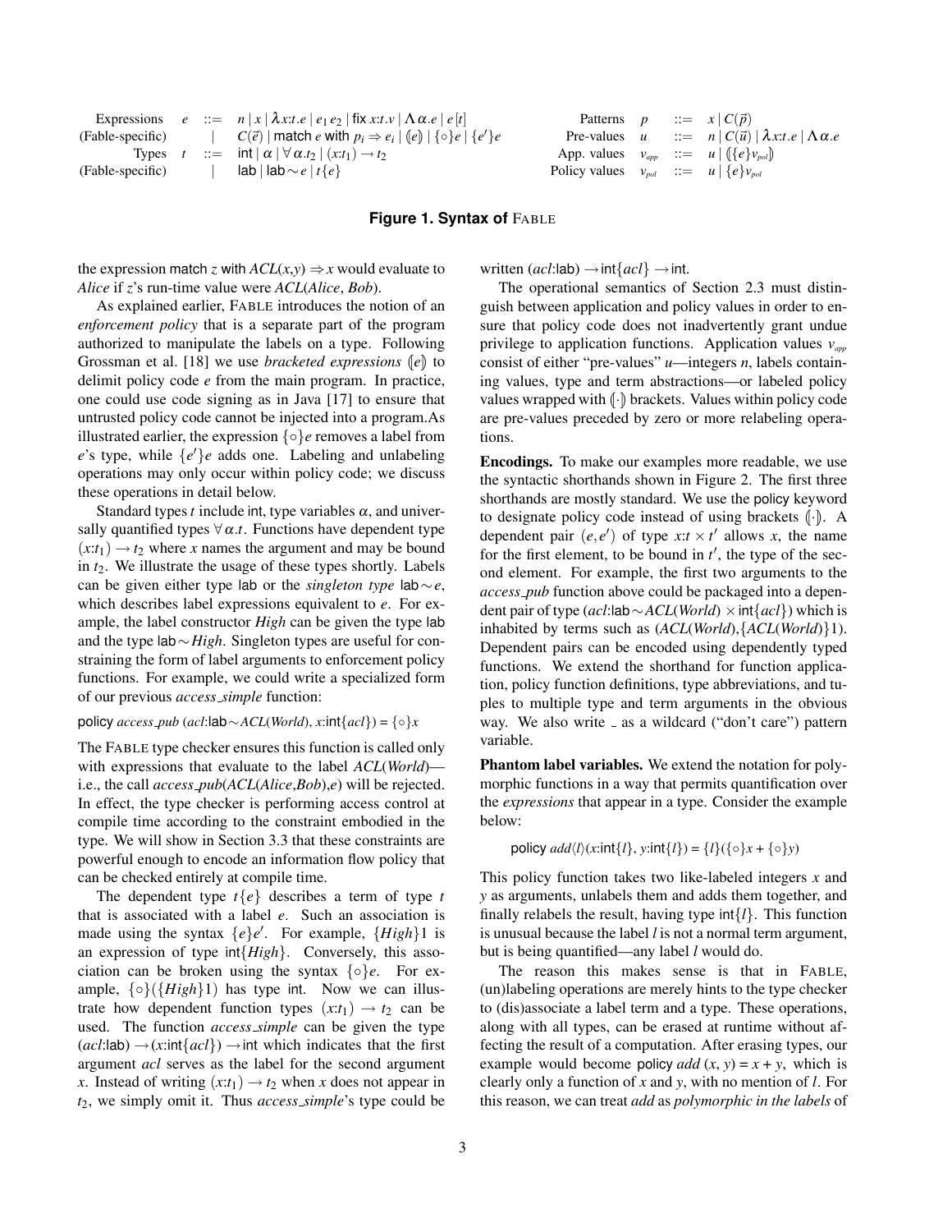| | | | |
|---|---|---|---|
| Expressions | $e$ | $::=$ | $n \mid x \mid \lambda x{:}t.e \mid e_1\, e_2 \mid \mathsf{fix}\ x{:}t.v \mid \Lambda\alpha.e \mid e\,[t]$ |
| (Fable-specific) | | $\mid$ | $C(\vec{e}) \mid \mathsf{match}\ e\ \mathsf{with}\ p_i \Rightarrow e_i \mid (\!\|e\|\!) \mid \{\circ\}e \mid \{e'\}e$ |
| Types | $t$ | $::=$ | $\mathsf{int} \mid \alpha \mid \forall\alpha.t_2 \mid (x{:}t_1) \rightarrow t_2$ |
| (Fable-specific) | | $\mid$ | $\mathsf{lab} \mid \mathsf{lab}\sim e \mid t\{e\}$ |

| | | | |
|---|---|---|---|
| Patterns | $p$ | $::=$ | $x \mid C(\vec{p})$ |
| Pre-values | $u$ | $::=$ | $n \mid C(\vec{u}) \mid \lambda x{:}t.e \mid \Lambda\alpha.e$ |
| App. values | $v_{app}$ | $::=$ | $u \mid (\!\|\{e\}v_{pol}\|\!)$ |
| Policy values | $v_{pol}$ | $::=$ | $u \mid \{e\}v_{pol}$ |

**Figure 1. Syntax of FABLE**

the expression match $z$ with $ACL(x,y) \Rightarrow x$ would evaluate to *Alice* if $z$'s run-time value were *ACL*(*Alice*, *Bob*).

As explained earlier, FABLE introduces the notion of an *enforcement policy* that is a separate part of the program authorized to manipulate the labels on a type. Following Grossman et al. [18] we use *bracketed expressions* $(\!|e|\!)$ to delimit policy code $e$ from the main program. In practice, one could use code signing as in Java [17] to ensure that untrusted policy code cannot be injected into a program.As illustrated earlier, the expression $\{\circ\}e$ removes a label from $e$'s type, while $\{e'\}e$ adds one. Labeling and unlabeling operations may only occur within policy code; we discuss these operations in detail below.

Standard types $t$ include int, type variables $\alpha$, and universally quantified types $\forall\alpha.t$. Functions have dependent type $(x{:}t_1) \rightarrow t_2$ where $x$ names the argument and may be bound in $t_2$. We illustrate the usage of these types shortly. Labels can be given either type lab or the *singleton type* lab$\sim e$, which describes label expressions equivalent to $e$. For example, the label constructor *High* can be given the type lab and the type lab$\sim$*High*. Singleton types are useful for constraining the form of label arguments to enforcement policy functions. For example, we could write a specialized form of our previous *access_simple* function:

policy *access_pub* (*acl*:lab$\sim$*ACL*(*World*), *x*:int$\{acl\}$) = $\{\circ\}x$

The FABLE type checker ensures this function is called only with expressions that evaluate to the label *ACL*(*World*)—i.e., the call *access_pub*(*ACL*(*Alice*,*Bob*),*e*) will be rejected. In effect, the type checker is performing access control at compile time according to the constraint embodied in the type. We will show in Section 3.3 that these constraints are powerful enough to encode an information flow policy that can be checked entirely at compile time.

The dependent type $t\{e\}$ describes a term of type $t$ that is associated with a label $e$. Such an association is made using the syntax $\{e\}e'$. For example, $\{High\}1$ is an expression of type int$\{High\}$. Conversely, this association can be broken using the syntax $\{\circ\}e$. For example, $\{\circ\}(\{High\}1)$ has type int. Now we can illustrate how dependent function types $(x{:}t_1) \rightarrow t_2$ can be used. The function *access_simple* can be given the type $(acl{:}\mathsf{lab}) \rightarrow (x{:}\mathsf{int}\{acl\}) \rightarrow \mathsf{int}$ which indicates that the first argument *acl* serves as the label for the second argument $x$. Instead of writing $(x{:}t_1) \rightarrow t_2$ when $x$ does not appear in $t_2$, we simply omit it. Thus *access_simple*'s type could be written $(acl{:}\mathsf{lab}) \rightarrow \mathsf{int}\{acl\} \rightarrow \mathsf{int}$.

The operational semantics of Section 2.3 must distinguish between application and policy values in order to ensure that policy code does not inadvertently grant undue privilege to application functions. Application values $v_{app}$ consist of either "pre-values" $u$—integers $n$, labels containing values, type and term abstractions—or labeled policy values wrapped with $(\!|\cdot|\!)$ brackets. Values within policy code are pre-values preceded by zero or more relabeling operations.

**Encodings.** To make our examples more readable, we use the syntactic shorthands shown in Figure 2. The first three shorthands are mostly standard. We use the policy keyword to designate policy code instead of using brackets $(\!|\cdot|\!)$. A dependent pair $(e,e')$ of type $x{:}t \times t'$ allows $x$, the name for the first element, to be bound in $t'$, the type of the second element. For example, the first two arguments to the *access_pub* function above could be packaged into a dependent pair of type $(acl{:}\mathsf{lab}\sim ACL(World) \times \mathsf{int}\{acl\})$ which is inhabited by terms such as $(ACL(World),\{ACL(World)\}1)$. Dependent pairs can be encoded using dependently typed functions. We extend the shorthand for function application, policy function definitions, type abbreviations, and tuples to multiple type and term arguments in the obvious way. We also write _ as a wildcard ("don't care") pattern variable.

**Phantom label variables.** We extend the notation for polymorphic functions in a way that permits quantification over the *expressions* that appear in a type. Consider the example below:

policy $add\langle l\rangle(x{:}\mathsf{int}\{l\},\ y{:}\mathsf{int}\{l\}) = \{l\}(\{\circ\}x + \{\circ\}y)$

This policy function takes two like-labeled integers $x$ and $y$ as arguments, unlabels them and adds them together, and finally relabels the result, having type int$\{l\}$. This function is unusual because the label $l$ is not a normal term argument, but is being quantified—any label $l$ would do.

The reason this makes sense is that in FABLE, (un)labeling operations are merely hints to the type checker to (dis)associate a label term and a type. These operations, along with all types, can be erased at runtime without affecting the result of a computation. After erasing types, our example would become policy *add* $(x, y) = x + y$, which is clearly only a function of $x$ and $y$, with no mention of $l$. For this reason, we can treat *add* as *polymorphic in the labels* of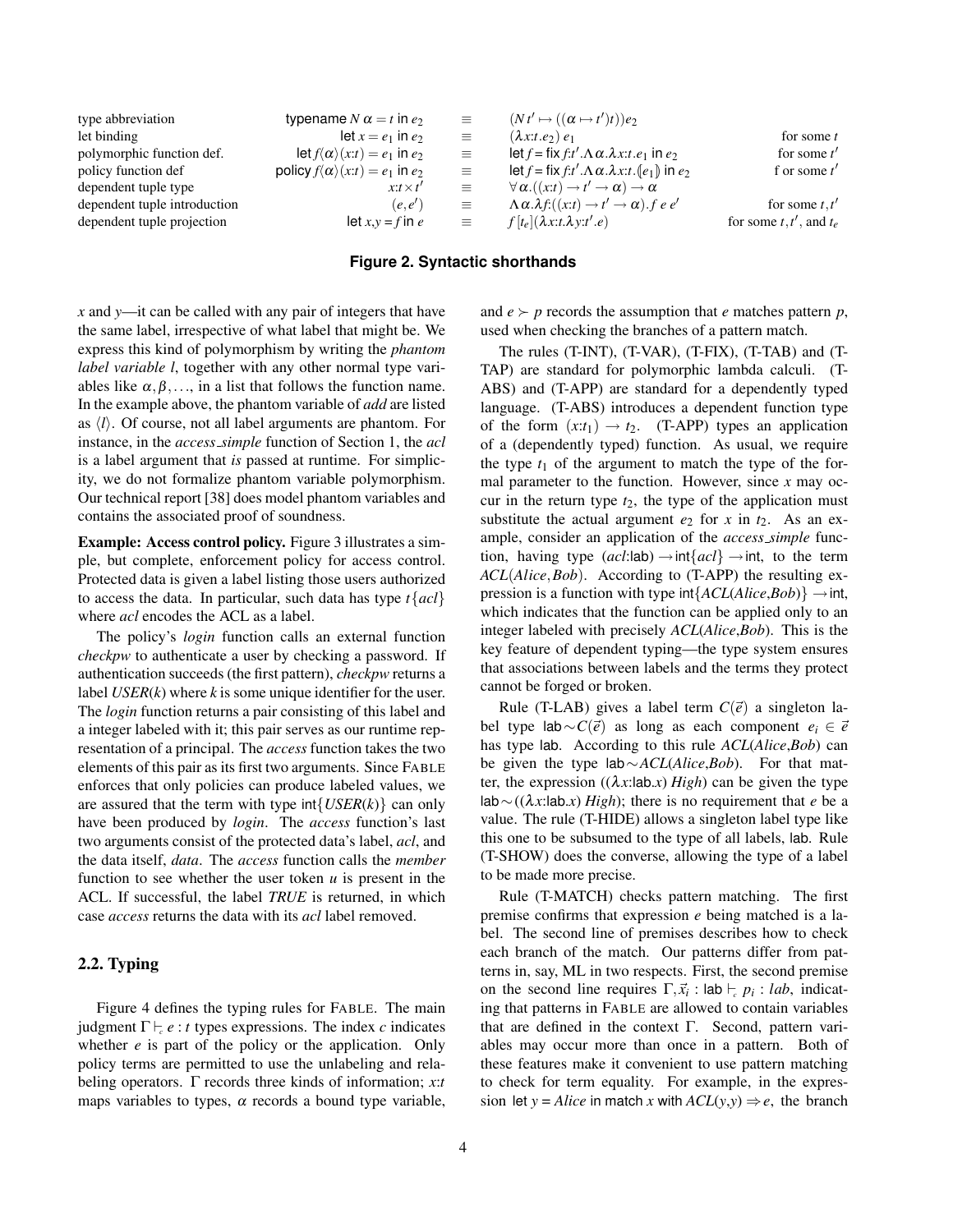| | | | | |
|---|---|---|---|---|
| type abbreviation | typename $N\,\alpha = t$ in $e_2$ | $\equiv$ | $(N\,t' \mapsto ((\alpha \mapsto t')t))e_2$ | |
| let binding | let $x = e_1$ in $e_2$ | $\equiv$ | $(\lambda x{:}t.e_2)\;e_1$ | for some $t$ |
| polymorphic function def. | let $f\langle\alpha\rangle(x{:}t) = e_1$ in $e_2$ | $\equiv$ | let $f$ = fix $f{:}t'.\Lambda\alpha.\lambda x{:}t.e_1$ in $e_2$ | for some $t'$ |
| policy function def | policy $f\langle\alpha\rangle(x{:}t) = e_1$ in $e_2$ | $\equiv$ | let $f$ = fix $f{:}t'.\Lambda\alpha.\lambda x{:}t.(\!|e_1|\!)$ in $e_2$ | f or some $t'$ |
| dependent tuple type | $x{:}t \times t'$ | $\equiv$ | $\forall\alpha.((x{:}t) \to t' \to \alpha) \to \alpha$ | |
| dependent tuple introduction | $(e,e')$ | $\equiv$ | $\Lambda\alpha.\lambda f{:}((x{:}t) \to t' \to \alpha).f\;e\;e'$ | for some $t,t'$ |
| dependent tuple projection | let $x{,}y = f$ in $e$ | $\equiv$ | $f\,[t_e](\lambda x{:}t.\lambda y{:}t'.e)$ | for some $t,t'$, and $t_e$ |

**Figure 2. Syntactic shorthands**

$x$ and $y$—it can be called with any pair of integers that have the same label, irrespective of what label that might be. We express this kind of polymorphism by writing the *phantom label variable l*, together with any other normal type variables like $\alpha, \beta, \ldots$, in a list that follows the function name. In the example above, the phantom variable of *add* are listed as $\langle l\rangle$. Of course, not all label arguments are phantom. For instance, in the *access_simple* function of Section 1, the *acl* is a label argument that *is* passed at runtime. For simplicity, we do not formalize phantom variable polymorphism. Our technical report [38] does model phantom variables and contains the associated proof of soundness.

**Example: Access control policy.** Figure 3 illustrates a simple, but complete, enforcement policy for access control. Protected data is given a label listing those users authorized to access the data. In particular, such data has type $t\{acl\}$ where *acl* encodes the ACL as a label.

The policy's *login* function calls an external function *checkpw* to authenticate a user by checking a password. If authentication succeeds (the first pattern), *checkpw* returns a label $USER(k)$ where $k$ is some unique identifier for the user. The *login* function returns a pair consisting of this label and a integer labeled with it; this pair serves as our runtime representation of a principal. The *access* function takes the two elements of this pair as its first two arguments. Since FABLE enforces that only policies can produce labeled values, we are assured that the term with type int$\{USER(k)\}$ can only have been produced by *login*. The *access* function's last two arguments consist of the protected data's label, *acl*, and the data itself, *data*. The *access* function calls the *member* function to see whether the user token $u$ is present in the ACL. If successful, the label *TRUE* is returned, in which case *access* returns the data with its *acl* label removed.

## 2.2. Typing

Figure 4 defines the typing rules for FABLE. The main judgment $\Gamma \vdash_c e : t$ types expressions. The index $c$ indicates whether $e$ is part of the policy or the application. Only policy terms are permitted to use the unlabeling and relabeling operators. $\Gamma$ records three kinds of information; $x{:}t$ maps variables to types, $\alpha$ records a bound type variable, and $e \succ p$ records the assumption that $e$ matches pattern $p$, used when checking the branches of a pattern match.

The rules (T-INT), (T-VAR), (T-FIX), (T-TAB) and (T-TAP) are standard for polymorphic lambda calculi. (T-ABS) and (T-APP) are standard for a dependently typed language. (T-ABS) introduces a dependent function type of the form $(x{:}t_1) \to t_2$. (T-APP) types an application of a (dependently typed) function. As usual, we require the type $t_1$ of the argument to match the type of the formal parameter to the function. However, since $x$ may occur in the return type $t_2$, the type of the application must substitute the actual argument $e_2$ for $x$ in $t_2$. As an example, consider an application of the *access_simple* function, having type $(acl{:}\mathsf{lab}) \to \mathsf{int}\{acl\} \to \mathsf{int}$, to the term $ACL(Alice,Bob)$. According to (T-APP) the resulting expression is a function with type int$\{ACL(Alice,Bob)\} \to$ int, which indicates that the function can be applied only to an integer labeled with precisely $ACL(Alice,Bob)$. This is the key feature of dependent typing—the type system ensures that associations between labels and the terms they protect cannot be forged or broken.

Rule (T-LAB) gives a label term $C(\vec{e})$ a singleton label type lab$\sim C(\vec{e})$ as long as each component $e_i \in \vec{e}$ has type lab. According to this rule $ACL(Alice,Bob)$ can be given the type lab$\sim ACL(Alice,Bob)$. For that matter, the expression $((\lambda x{:}\mathsf{lab}.x)\;High)$ can be given the type lab$\sim((\lambda x{:}\mathsf{lab}.x)\;High)$; there is no requirement that $e$ be a value. The rule (T-HIDE) allows a singleton label type like this one to be subsumed to the type of all labels, lab. Rule (T-SHOW) does the converse, allowing the type of a label to be made more precise.

Rule (T-MATCH) checks pattern matching. The first premise confirms that expression $e$ being matched is a label. The second line of premises describes how to check each branch of the match. Our patterns differ from patterns in, say, ML in two respects. First, the second premise on the second line requires $\Gamma, \vec{x_i} : \mathsf{lab} \vdash_c p_i : lab$, indicating that patterns in FABLE are allowed to contain variables that are defined in the context $\Gamma$. Second, pattern variables may occur more than once in a pattern. Both of these features make it convenient to use pattern matching to check for term equality. For example, in the expression let $y = Alice$ in match $x$ with $ACL(y,y) \Rightarrow e$, the branch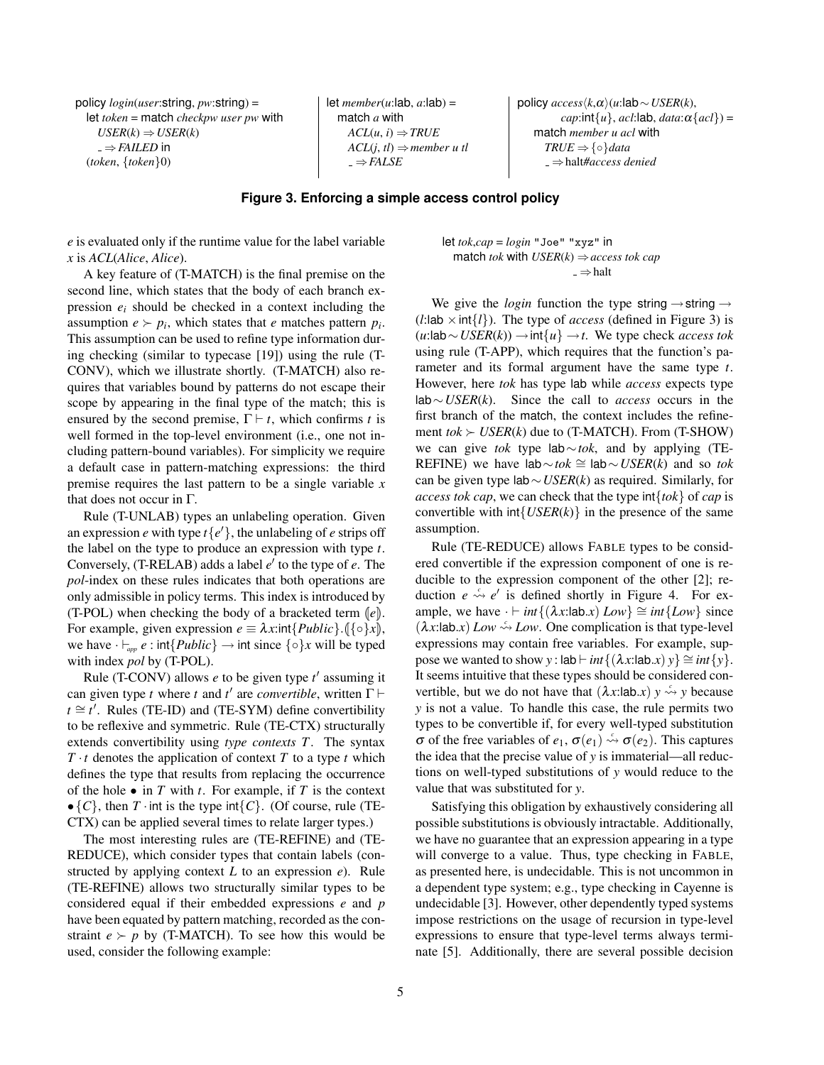```
policy login(user:string, pw:string) =
  let token = match checkpw user pw with
    USER(k) ⇒ USER(k)
    _ ⇒ FAILED in
  (token, {token}0)
```

```
let member(u:lab, a:lab) =
  match a with
    ACL(u, i) ⇒ TRUE
    ACL(j, tl) ⇒ member u tl
    _ ⇒ FALSE
```

```
policy access⟨k,α⟩(u:lab∼USER(k),
        cap:int{u}, acl:lab, data:α{acl}) =
  match member u acl with
    TRUE ⇒ {◦}data
    _ ⇒ halt#access denied
```

**Figure 3. Enforcing a simple access control policy**

$e$ is evaluated only if the runtime value for the label variable $x$ is *ACL*(*Alice*, *Alice*).

A key feature of (T-MATCH) is the final premise on the second line, which states that the body of each branch expression $e_i$ should be checked in a context including the assumption $e \succ p_i$, which states that $e$ matches pattern $p_i$. This assumption can be used to refine type information during checking (similar to typecase [19]) using the rule (T-CONV), which we illustrate shortly. (T-MATCH) also requires that variables bound by patterns do not escape their scope by appearing in the final type of the match; this is ensured by the second premise, $\Gamma \vdash t$, which confirms $t$ is well formed in the top-level environment (i.e., one not including pattern-bound variables). For simplicity we require a default case in pattern-matching expressions: the third premise requires the last pattern to be a single variable $x$ that does not occur in $\Gamma$.

Rule (T-UNLAB) types an unlabeling operation. Given an expression $e$ with type $t\{e'\}$, the unlabeling of $e$ strips off the label on the type to produce an expression with type $t$. Conversely, (T-RELAB) adds a label $e'$ to the type of $e$. The *pol*-index on these rules indicates that both operations are only admissible in policy terms. This index is introduced by (T-POL) when checking the body of a bracketed term $(\!|e|\!)$. For example, given expression $e \equiv \lambda x{:}\mathsf{int}\{Public\}.(\!|\{\circ\}x|\!)$, we have $\cdot \vdash_{app} e : \mathsf{int}\{Public\} \to \mathsf{int}$ since $\{\circ\}x$ will be typed with index *pol* by (T-POL).

Rule (T-CONV) allows $e$ to be given type $t'$ assuming it can given type $t$ where $t$ and $t'$ are *convertible*, written $\Gamma \vdash t \cong t'$. Rules (TE-ID) and (TE-SYM) define convertibility to be reflexive and symmetric. Rule (TE-CTX) structurally extends convertibility using *type contexts* $T$. The syntax $T \cdot t$ denotes the application of context $T$ to a type $t$ which defines the type that results from replacing the occurrence of the hole $\bullet$ in $T$ with $t$. For example, if $T$ is the context $\bullet\{C\}$, then $T \cdot \mathsf{int}$ is the type $\mathsf{int}\{C\}$. (Of course, rule (TE-CTX) can be applied several times to relate larger types.)

The most interesting rules are (TE-REFINE) and (TE-REDUCE), which consider types that contain labels (constructed by applying context $L$ to an expression $e$). Rule (TE-REFINE) allows two structurally similar types to be considered equal if their embedded expressions $e$ and $p$ have been equated by pattern matching, recorded as the constraint $e \succ p$ by (T-MATCH). To see how this would be used, consider the following example:

```
let tok,cap = login "Joe" "xyz" in
  match tok with USER(k) ⇒ access tok cap
                 _ ⇒ halt
```

We give the *login* function the type $\mathsf{string} \to \mathsf{string} \to (l{:}\mathsf{lab} \times \mathsf{int}\{l\})$. The type of *access* (defined in Figure 3) is $(u{:}\mathsf{lab}\sim USER(k)) \to \mathsf{int}\{u\} \to t$. We type check *access tok* using rule (T-APP), which requires that the function's parameter and its formal argument have the same type $t$. However, here *tok* has type $\mathsf{lab}$ while *access* expects type $\mathsf{lab}\sim USER(k)$. Since the call to *access* occurs in the first branch of the match, the context includes the refinement $tok \succ USER(k)$ due to (T-MATCH). From (T-SHOW) we can give *tok* type $\mathsf{lab}\sim tok$, and by applying (TE-REFINE) we have $\mathsf{lab}\sim tok \cong \mathsf{lab}\sim USER(k)$ and so *tok* can be given type $\mathsf{lab}\sim USER(k)$ as required. Similarly, for *access tok cap*, we can check that the type $\mathsf{int}\{tok\}$ of *cap* is convertible with $\mathsf{int}\{USER(k)\}$ in the presence of the same assumption.

Rule (TE-REDUCE) allows FABLE types to be considered convertible if the expression component of one is reducible to the expression component of the other [2]; reduction $e \overset{c}{\leadsto} e'$ is defined shortly in Figure 4. For example, we have $\cdot \vdash int\{(\lambda x{:}\mathsf{lab}.x)\ Low\} \cong int\{Low\}$ since $(\lambda x{:}\mathsf{lab}.x)\ Low \overset{c}{\leadsto} Low$. One complication is that type-level expressions may contain free variables. For example, suppose we wanted to show $y : \mathsf{lab} \vdash int\{(\lambda x{:}\mathsf{lab}.x)\ y\} \cong int\{y\}$. It seems intuitive that these types should be considered convertible, but we do not have that $(\lambda x{:}\mathsf{lab}.x)\ y \overset{c}{\leadsto} y$ because $y$ is not a value. To handle this case, the rule permits two types to be convertible if, for every well-typed substitution $\sigma$ of the free variables of $e_1$, $\sigma(e_1) \overset{c}{\leadsto} \sigma(e_2)$. This captures the idea that the precise value of $y$ is immaterial—all reductions on well-typed substitutions of $y$ would reduce to the value that was substituted for $y$.

Satisfying this obligation by exhaustively considering all possible substitutions is obviously intractable. Additionally, we have no guarantee that an expression appearing in a type will converge to a value. Thus, type checking in FABLE, as presented here, is undecidable. This is not uncommon in a dependent type system; e.g., type checking in Cayenne is undecidable [3]. However, other dependently typed systems impose restrictions on the usage of recursion in type-level expressions to ensure that type-level terms always terminate [5]. Additionally, there are several possible decision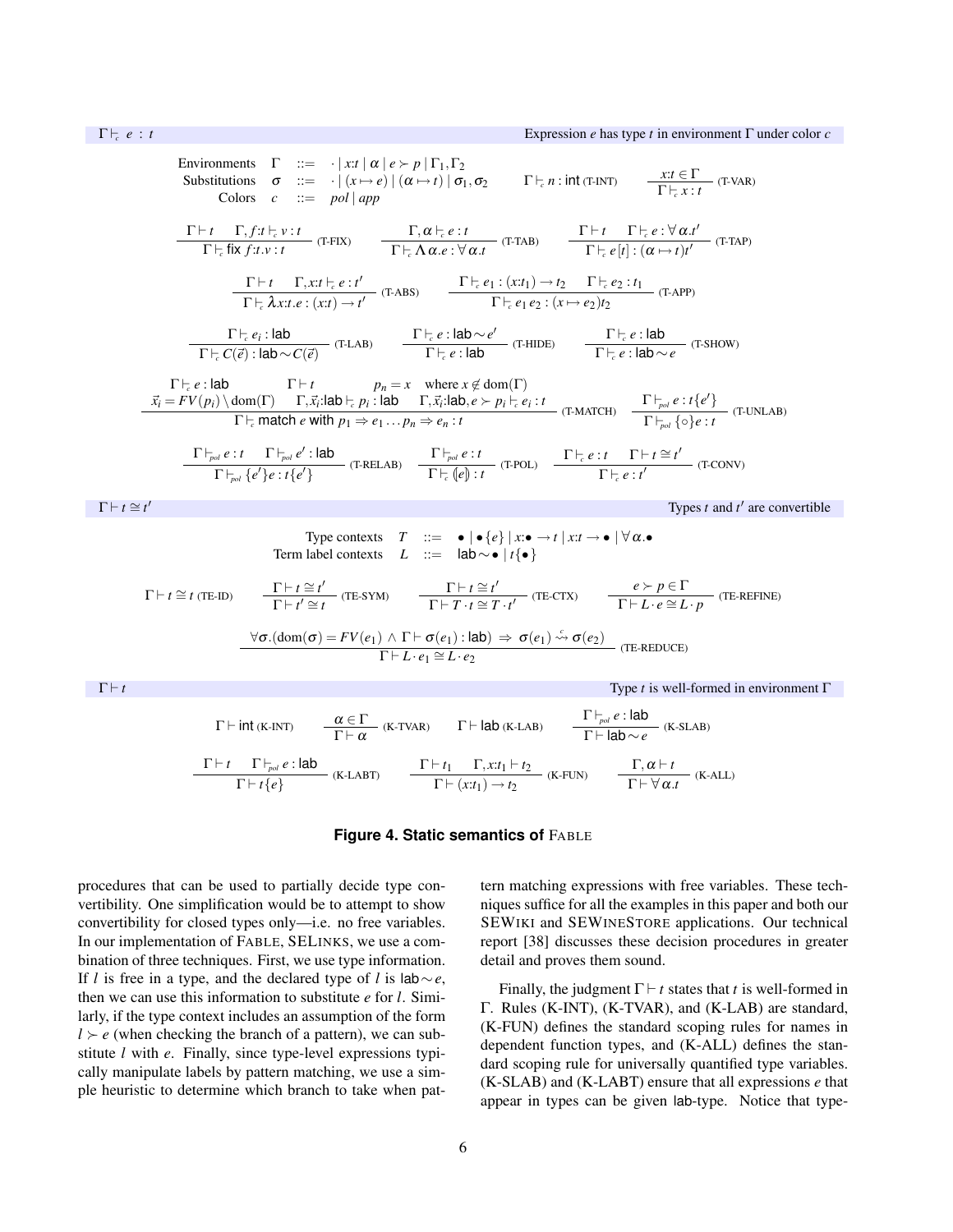$\Gamma \vdash_c e : t$ — Expression $e$ has type $t$ in environment $\Gamma$ under color $c$

$$
\begin{array}{lcl}
\text{Environments} & \Gamma & ::= \; \cdot \mid x{:}t \mid \alpha \mid e \succ p \mid \Gamma_1, \Gamma_2 \\
\text{Substitutions} & \sigma & ::= \; \cdot \mid (x \mapsto e) \mid (\alpha \mapsto t) \mid \sigma_1, \sigma_2 \\
\text{Colors} & c & ::= \; pol \mid app
\end{array}
$$

$$\Gamma \vdash_c n : \mathsf{int} \;\text{(T-INT)} \qquad \frac{x{:}t \in \Gamma}{\Gamma \vdash_c x : t}\;\text{(T-VAR)}$$

$$\frac{\Gamma \vdash t \quad \Gamma, f{:}t \vdash_c v : t}{\Gamma \vdash_c \mathsf{fix}\; f{:}t.v : t}\;\text{(T-FIX)} \qquad \frac{\Gamma, \alpha \vdash_c e : t}{\Gamma \vdash_c \Lambda\alpha.e : \forall\alpha.t}\;\text{(T-TAB)} \qquad \frac{\Gamma \vdash t \quad \Gamma \vdash_c e : \forall\alpha.t'}{\Gamma \vdash_c e[t] : (\alpha \mapsto t)t'}\;\text{(T-TAP)}$$

$$\frac{\Gamma \vdash t \quad \Gamma, x{:}t \vdash_c e : t'}{\Gamma \vdash_c \lambda x{:}t.e : (x{:}t) \rightarrow t'}\;\text{(T-ABS)} \qquad \frac{\Gamma \vdash_c e_1 : (x{:}t_1) \rightarrow t_2 \quad \Gamma \vdash_c e_2 : t_1}{\Gamma \vdash_c e_1\, e_2 : (x \mapsto e_2)t_2}\;\text{(T-APP)}$$

$$\frac{\Gamma \vdash_c e_i : \mathsf{lab}}{\Gamma \vdash_c C(\vec{e}) : \mathsf{lab}{\sim}C(\vec{e})}\;\text{(T-LAB)} \qquad \frac{\Gamma \vdash_c e : \mathsf{lab}{\sim}e'}{\Gamma \vdash_c e : \mathsf{lab}}\;\text{(T-HIDE)} \qquad \frac{\Gamma \vdash_c e : \mathsf{lab}}{\Gamma \vdash_c e : \mathsf{lab}{\sim}e}\;\text{(T-SHOW)}$$

$$\frac{\begin{array}{c}\Gamma \vdash_c e : \mathsf{lab} \qquad \Gamma \vdash t \qquad p_n = x \quad \text{where } x \notin \mathrm{dom}(\Gamma) \\ \vec{x}_i = FV(p_i) \setminus \mathrm{dom}(\Gamma) \quad \Gamma, \vec{x}_i{:}\mathsf{lab} \vdash_c p_i : \mathsf{lab} \quad \Gamma, \vec{x}_i{:}\mathsf{lab}, e \succ p_i \vdash_c e_i : t\end{array}}{\Gamma \vdash_c \mathsf{match}\; e\; \mathsf{with}\; p_1 \Rightarrow e_1 \ldots p_n \Rightarrow e_n : t}\;\text{(T-MATCH)} \qquad \frac{\Gamma \vdash_{pol} e : t\{e'\}}{\Gamma \vdash_{pol} \{\circ\}e : t}\;\text{(T-UNLAB)}$$

$$\frac{\Gamma \vdash_{pol} e : t \quad \Gamma \vdash_{pol} e' : \mathsf{lab}}{\Gamma \vdash_{pol} \{e'\}e : t\{e'\}}\;\text{(T-RELAB)} \qquad \frac{\Gamma \vdash_{pol} e : t}{\Gamma \vdash_c (\!|e|\!) : t}\;\text{(T-POL)} \qquad \frac{\Gamma \vdash_c e : t \quad \Gamma \vdash t \cong t'}{\Gamma \vdash_c e : t'}\;\text{(T-CONV)}$$

$\Gamma \vdash t \cong t'$ — Types $t$ and $t'$ are convertible

$$
\begin{array}{lcl}
\text{Type contexts} & T & ::= \; \bullet \mid \bullet\{e\} \mid x{:}\bullet \rightarrow t \mid x{:}t \rightarrow \bullet \mid \forall\alpha.\bullet \\
\text{Term label contexts} & L & ::= \; \mathsf{lab}{\sim}\bullet \mid t\{\bullet\}
\end{array}
$$

$$\Gamma \vdash t \cong t \;\text{(TE-ID)} \qquad \frac{\Gamma \vdash t \cong t'}{\Gamma \vdash t' \cong t}\;\text{(TE-SYM)} \qquad \frac{\Gamma \vdash t \cong t'}{\Gamma \vdash T \cdot t \cong T \cdot t'}\;\text{(TE-CTX)} \qquad \frac{e \succ p \in \Gamma}{\Gamma \vdash L \cdot e \cong L \cdot p}\;\text{(TE-REFINE)}$$

$$\frac{\forall\sigma.(\mathrm{dom}(\sigma) = FV(e_1) \wedge \Gamma \vdash \sigma(e_1) : \mathsf{lab}) \Rightarrow \sigma(e_1) \overset{c}{\rightsquigarrow} \sigma(e_2)}{\Gamma \vdash L \cdot e_1 \cong L \cdot e_2}\;\text{(TE-REDUCE)}$$

$\Gamma \vdash t$ — Type $t$ is well-formed in environment $\Gamma$

$$\Gamma \vdash \mathsf{int}\;\text{(K-INT)} \qquad \frac{\alpha \in \Gamma}{\Gamma \vdash \alpha}\;\text{(K-TVAR)} \qquad \Gamma \vdash \mathsf{lab}\;\text{(K-LAB)} \qquad \frac{\Gamma \vdash_{pol} e : \mathsf{lab}}{\Gamma \vdash \mathsf{lab}{\sim}e}\;\text{(K-SLAB)}$$

$$\frac{\Gamma \vdash t \quad \Gamma \vdash_{pol} e : \mathsf{lab}}{\Gamma \vdash t\{e\}}\;\text{(K-LABT)} \qquad \frac{\Gamma \vdash t_1 \quad \Gamma, x{:}t_1 \vdash t_2}{\Gamma \vdash (x{:}t_1) \rightarrow t_2}\;\text{(K-FUN)} \qquad \frac{\Gamma, \alpha \vdash t}{\Gamma \vdash \forall\alpha.t}\;\text{(K-ALL)}$$

**Figure 4. Static semantics of** FABLE

procedures that can be used to partially decide type convertibility. One simplification would be to attempt to show convertibility for closed types only—i.e. no free variables. In our implementation of FABLE, SELINKS, we use a combination of three techniques. First, we use type information. If $l$ is free in a type, and the declared type of $l$ is $\mathsf{lab}{\sim}e$, then we can use this information to substitute $e$ for $l$. Similarly, if the type context includes an assumption of the form $l \succ e$ (when checking the branch of a pattern), we can substitute $l$ with $e$. Finally, since type-level expressions typically manipulate labels by pattern matching, we use a simple heuristic to determine which branch to take when pattern matching expressions with free variables. These techniques suffice for all the examples in this paper and both our SEWIKI and SEWINESTORE applications. Our technical report [38] discusses these decision procedures in greater detail and proves them sound.

Finally, the judgment $\Gamma \vdash t$ states that $t$ is well-formed in $\Gamma$. Rules (K-INT), (K-TVAR), and (K-LAB) are standard, (K-FUN) defines the standard scoping rules for names in dependent function types, and (K-ALL) defines the standard scoping rule for universally quantified type variables. (K-SLAB) and (K-LABT) ensure that all expressions $e$ that appear in types can be given $\mathsf{lab}$-type. Notice that type-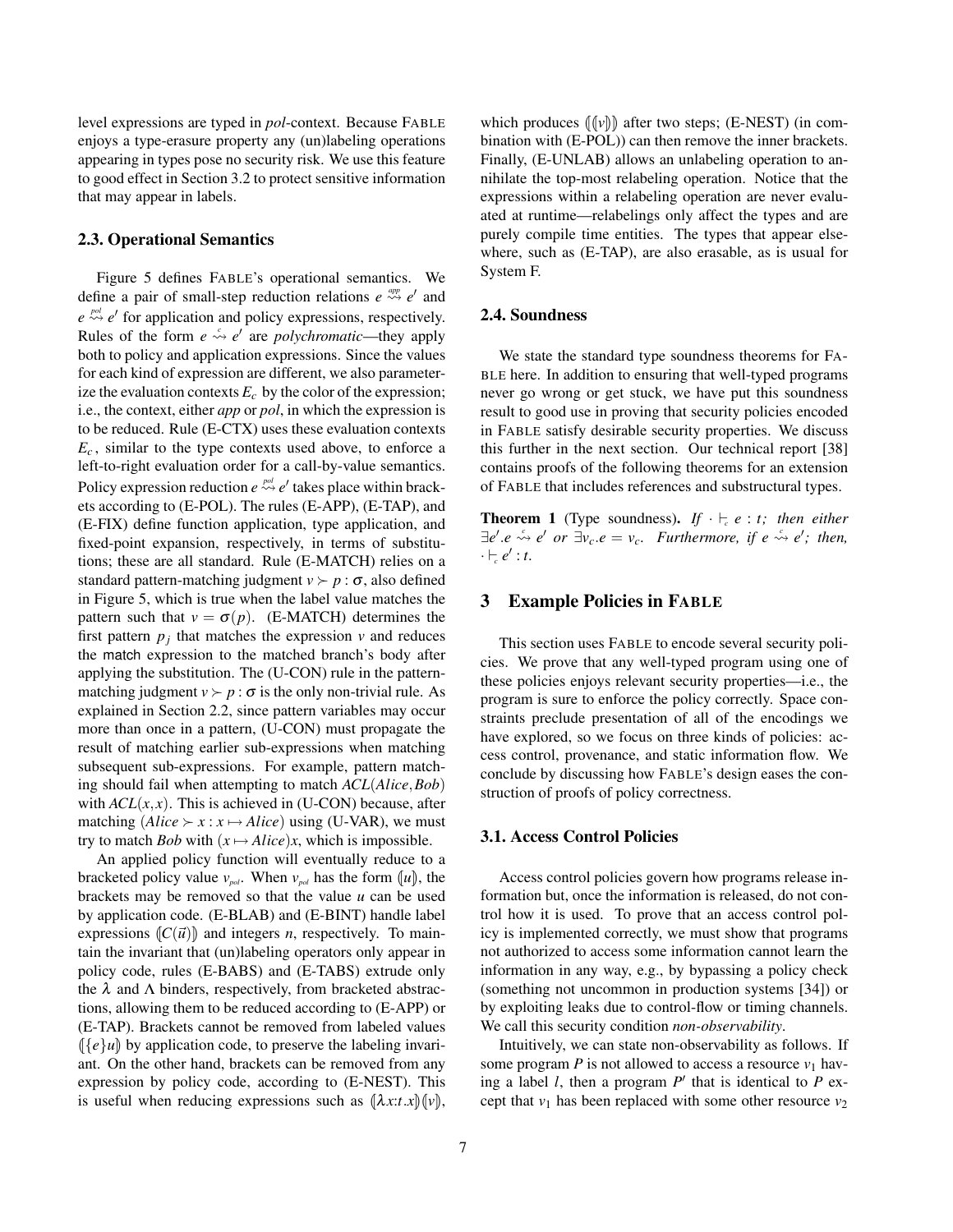level expressions are typed in *pol*-context. Because FABLE enjoys a type-erasure property any (un)labeling operations appearing in types pose no security risk. We use this feature to good effect in Section 3.2 to protect sensitive information that may appear in labels.

### 2.3. Operational Semantics

Figure 5 defines FABLE's operational semantics. We define a pair of small-step reduction relations $e \overset{app}{\rightsquigarrow} e'$ and $e \overset{pol}{\rightsquigarrow} e'$ for application and policy expressions, respectively. Rules of the form $e \overset{c}{\rightsquigarrow} e'$ are *polychromatic*—they apply both to policy and application expressions. Since the values for each kind of expression are different, we also parameterize the evaluation contexts $E_c$ by the color of the expression; i.e., the context, either *app* or *pol*, in which the expression is to be reduced. Rule (E-CTX) uses these evaluation contexts $E_c$, similar to the type contexts used above, to enforce a left-to-right evaluation order for a call-by-value semantics. Policy expression reduction $e \overset{pol}{\rightsquigarrow} e'$ takes place within brackets according to (E-POL). The rules (E-APP), (E-TAP), and (E-FIX) define function application, type application, and fixed-point expansion, respectively, in terms of substitutions; these are all standard. Rule (E-MATCH) relies on a standard pattern-matching judgment $v \succ p : \sigma$, also defined in Figure 5, which is true when the label value matches the pattern such that $v = \sigma(p)$. (E-MATCH) determines the first pattern $p_j$ that matches the expression $v$ and reduces the match expression to the matched branch's body after applying the substitution. The (U-CON) rule in the pattern-matching judgment $v \succ p : \sigma$ is the only non-trivial rule. As explained in Section 2.2, since pattern variables may occur more than once in a pattern, (U-CON) must propagate the result of matching earlier sub-expressions when matching subsequent sub-expressions. For example, pattern matching should fail when attempting to match $ACL(Alice, Bob)$ with $ACL(x,x)$. This is achieved in (U-CON) because, after matching $(Alice \succ x : x \mapsto Alice)$ using (U-VAR), we must try to match $Bob$ with $(x \mapsto Alice)x$, which is impossible.

An applied policy function will eventually reduce to a bracketed policy value $v_{pol}$. When $v_{pol}$ has the form $(\!|u|\!)$, the brackets may be removed so that the value $u$ can be used by application code. (E-BLAB) and (E-BINT) handle label expressions $(\!|C(\vec{u})|\!)$ and integers $n$, respectively. To maintain the invariant that (un)labeling operators only appear in policy code, rules (E-BABS) and (E-TABS) extrude only the $\lambda$ and $\Lambda$ binders, respectively, from bracketed abstractions, allowing them to be reduced according to (E-APP) or (E-TAP). Brackets cannot be removed from labeled values $(\!|\{e\}u|\!)$ by application code, to preserve the labeling invariant. On the other hand, brackets can be removed from any expression by policy code, according to (E-NEST). This is useful when reducing expressions such as $(\!|\lambda x{:}t.x|\!)(\!|v|\!)$, which produces $(\!|(\!|v|\!)|\!)$ after two steps; (E-NEST) (in combination with (E-POL)) can then remove the inner brackets. Finally, (E-UNLAB) allows an unlabeling operation to annihilate the top-most relabeling operation. Notice that the expressions within a relabeling operation are never evaluated at runtime—relabelings only affect the types and are purely compile time entities. The types that appear elsewhere, such as (E-TAP), are also erasable, as is usual for System F.

### 2.4. Soundness

We state the standard type soundness theorems for FABLE here. In addition to ensuring that well-typed programs never go wrong or get stuck, we have put this soundness result to good use in proving that security policies encoded in FABLE satisfy desirable security properties. We discuss this further in the next section. Our technical report [38] contains proofs of the following theorems for an extension of FABLE that includes references and substructural types.

**Theorem 1** (Type soundness). *If* $\cdot \vdash_c e : t$*; then either* $\exists e'.e \overset{c}{\rightsquigarrow} e'$ *or* $\exists v_c.e = v_c$*. Furthermore, if* $e \overset{c}{\rightsquigarrow} e'$*; then,* $\cdot \vdash_c e' : t$*.*

## 3 Example Policies in FABLE

This section uses FABLE to encode several security policies. We prove that any well-typed program using one of these policies enjoys relevant security properties—i.e., the program is sure to enforce the policy correctly. Space constraints preclude presentation of all of the encodings we have explored, so we focus on three kinds of policies: access control, provenance, and static information flow. We conclude by discussing how FABLE's design eases the construction of proofs of policy correctness.

### 3.1. Access Control Policies

Access control policies govern how programs release information but, once the information is released, do not control how it is used. To prove that an access control policy is implemented correctly, we must show that programs not authorized to access some information cannot learn the information in any way, e.g., by bypassing a policy check (something not uncommon in production systems [34]) or by exploiting leaks due to control-flow or timing channels. We call this security condition *non-observability*.

Intuitively, we can state non-observability as follows. If some program $P$ is not allowed to access a resource $v_1$ having a label $l$, then a program $P'$ that is identical to $P$ except that $v_1$ has been replaced with some other resource $v_2$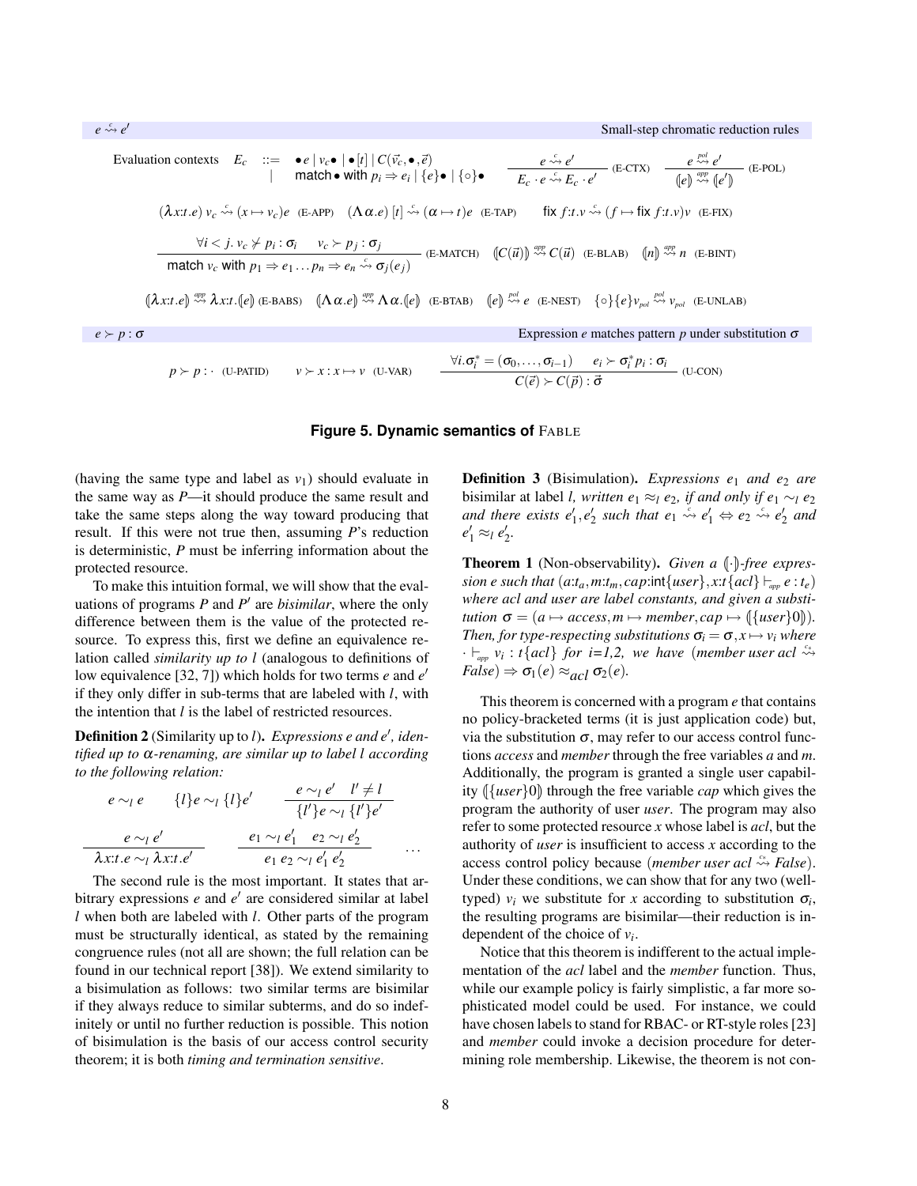$e \overset{c}{\rightsquigarrow} e'$ — Small-step chromatic reduction rules

Evaluation contexts $\quad E_c \quad ::= \quad \bullet\, e \mid v_c \bullet \mid \bullet[t] \mid C(\vec{v}_c, \bullet, \vec{e}) \mid \mathsf{match}\bullet \mathsf{with}\ p_i \Rightarrow e_i \mid \{e\}\bullet \mid \{\circ\}\bullet$

$$\frac{e \overset{c}{\rightsquigarrow} e'}{E_c \cdot e \overset{c}{\rightsquigarrow} E_c \cdot e'}\ \text{(E-CTX)} \qquad \frac{e \overset{pol}{\rightsquigarrow} e'}{(\!| e |\!) \overset{app}{\rightsquigarrow} (\!| e' |\!)}\ \text{(E-POL)}$$

$$(\lambda x{:}t.e)\ v_c \overset{c}{\rightsquigarrow} (x \mapsto v_c)e\ \ \text{(E-APP)} \qquad (\Lambda\alpha.e)\ [t] \overset{c}{\rightsquigarrow} (\alpha \mapsto t)e\ \ \text{(E-TAP)} \qquad \mathsf{fix}\ f{:}t.v \overset{c}{\rightsquigarrow} (f \mapsto \mathsf{fix}\ f{:}t.v)v\ \ \text{(E-FIX)}$$

$$\frac{\forall i < j.\ v_c \not\succ p_i : \sigma_i \qquad v_c \succ p_j : \sigma_j}{\mathsf{match}\ v_c\ \mathsf{with}\ p_1 \Rightarrow e_1 \ldots p_n \Rightarrow e_n \overset{c}{\rightsquigarrow} \sigma_j(e_j)}\ \text{(E-MATCH)} \qquad (\!| C(\vec{u}) |\!) \overset{app}{\rightsquigarrow} C(\vec{u})\ \ \text{(E-BLAB)} \qquad (\!| n |\!) \overset{app}{\rightsquigarrow} n\ \ \text{(E-BINT)}$$

$$(\!| \lambda x{:}t.e |\!) \overset{app}{\rightsquigarrow} \lambda x{:}t.(\!| e |\!)\ \text{(E-BABS)} \quad (\!| \Lambda\alpha.e |\!) \overset{app}{\rightsquigarrow} \Lambda\alpha.(\!| e |\!)\ \ \text{(E-BTAB)} \quad (\!| e |\!) \overset{pol}{\rightsquigarrow} e\ \ \text{(E-NEST)} \quad \{\circ\}\{e\}v_{pol} \overset{pol}{\rightsquigarrow} v_{pol}\ \ \text{(E-UNLAB)}$$

$e \succ p : \sigma$ — Expression $e$ matches pattern $p$ under substitution $\sigma$

$$p \succ p : \cdot\ \ \text{(U-PATID)} \qquad v \succ x : x \mapsto v\ \ \text{(U-VAR)} \qquad \frac{\forall i. \sigma_i^* = (\sigma_0, \ldots, \sigma_{i-1}) \qquad e_i \succ \sigma_i^* p_i : \sigma_i}{C(\vec{e}) \succ C(\vec{p}) : \vec{\sigma}}\ \text{(U-CON)}$$

**Figure 5. Dynamic semantics of FABLE**

(having the same type and label as $v_1$) should evaluate in the same way as $P$—it should produce the same result and take the same steps along the way toward producing that result. If this were not true then, assuming $P$'s reduction is deterministic, $P$ must be inferring information about the protected resource.

To make this intuition formal, we will show that the evaluations of programs $P$ and $P'$ are *bisimilar*, where the only difference between them is the value of the protected resource. To express this, first we define an equivalence relation called *similarity up to l* (analogous to definitions of low equivalence [32, 7]) which holds for two terms $e$ and $e'$ if they only differ in sub-terms that are labeled with $l$, with the intention that $l$ is the label of restricted resources.

**Definition 2** (Similarity up to $l$). *Expressions e and $e'$, identified up to $\alpha$-renaming, are similar up to label l according to the following relation:*

$$e \sim_l e \qquad \{l\}e \sim_l \{l\}e' \qquad \frac{e \sim_l e' \quad l' \neq l}{\{l'\}e \sim_l \{l'\}e'}$$

$$\frac{e \sim_l e'}{\lambda x{:}t.e \sim_l \lambda x{:}t.e'} \qquad \frac{e_1 \sim_l e_1' \quad e_2 \sim_l e_2'}{e_1\ e_2 \sim_l e_1'\ e_2'} \qquad \ldots$$

The second rule is the most important. It states that arbitrary expressions $e$ and $e'$ are considered similar at label $l$ when both are labeled with $l$. Other parts of the program must be structurally identical, as stated by the remaining congruence rules (not all are shown; the full relation can be found in our technical report [38]). We extend similarity to a bisimulation as follows: two similar terms are bisimilar if they always reduce to similar subterms, and do so indefinitely or until no further reduction is possible. This notion of bisimulation is the basis of our access control security theorem; it is both *timing and termination sensitive*.

**Definition 3** (Bisimulation). *Expressions $e_1$ and $e_2$ are* bisimilar *at label l, written $e_1 \approx_l e_2$, if and only if $e_1 \sim_l e_2$ and there exists $e_1', e_2'$ such that $e_1 \overset{c}{\rightsquigarrow} e_1' \Leftrightarrow e_2 \overset{c}{\rightsquigarrow} e_2'$ and $e_1' \approx_l e_2'$.*

**Theorem 1** (Non-observability). *Given a $(\!|\cdot|\!)$-free expression e such that $(a{:}t_a, m{:}t_m, cap{:}\mathsf{int}\{user\}, x{:}t\{acl\} \vdash_{app} e : t_e)$ where acl and user are label constants, and given a substitution $\sigma = (a \mapsto access, m \mapsto member, cap \mapsto (\!|\{user\}0|\!))$. Then, for type-respecting substitutions $\sigma_i = \sigma, x \mapsto v_i$ where $\cdot \vdash_{app} v_i : t\{acl\}$ for i=1,2, we have $(member\ user\ acl \overset{c}{\rightsquigarrow} False) \Rightarrow \sigma_1(e) \approx_{acl} \sigma_2(e)$.*

This theorem is concerned with a program $e$ that contains no policy-bracketed terms (it is just application code) but, via the substitution $\sigma$, may refer to our access control functions *access* and *member* through the free variables $a$ and $m$. Additionally, the program is granted a single capability $(\!|\{user\}0|\!)$ through the free variable *cap* which gives the program the authority of user *user*. The program may also refer to some protected resource $x$ whose label is *acl*, but the authority of *user* is insufficient to access $x$ according to the access control policy because $(member\ user\ acl \overset{c_*}{\rightsquigarrow} False)$. Under these conditions, we can show that for any two (well-typed) $v_i$ we substitute for $x$ according to substitution $\sigma_i$, the resulting programs are bisimilar—their reduction is independent of the choice of $v_i$.

Notice that this theorem is indifferent to the actual implementation of the *acl* label and the *member* function. Thus, while our example policy is fairly simplistic, a far more sophisticated model could be used. For instance, we could have chosen labels to stand for RBAC- or RT-style roles [23] and *member* could invoke a decision procedure for determining role membership. Likewise, the theorem is not con-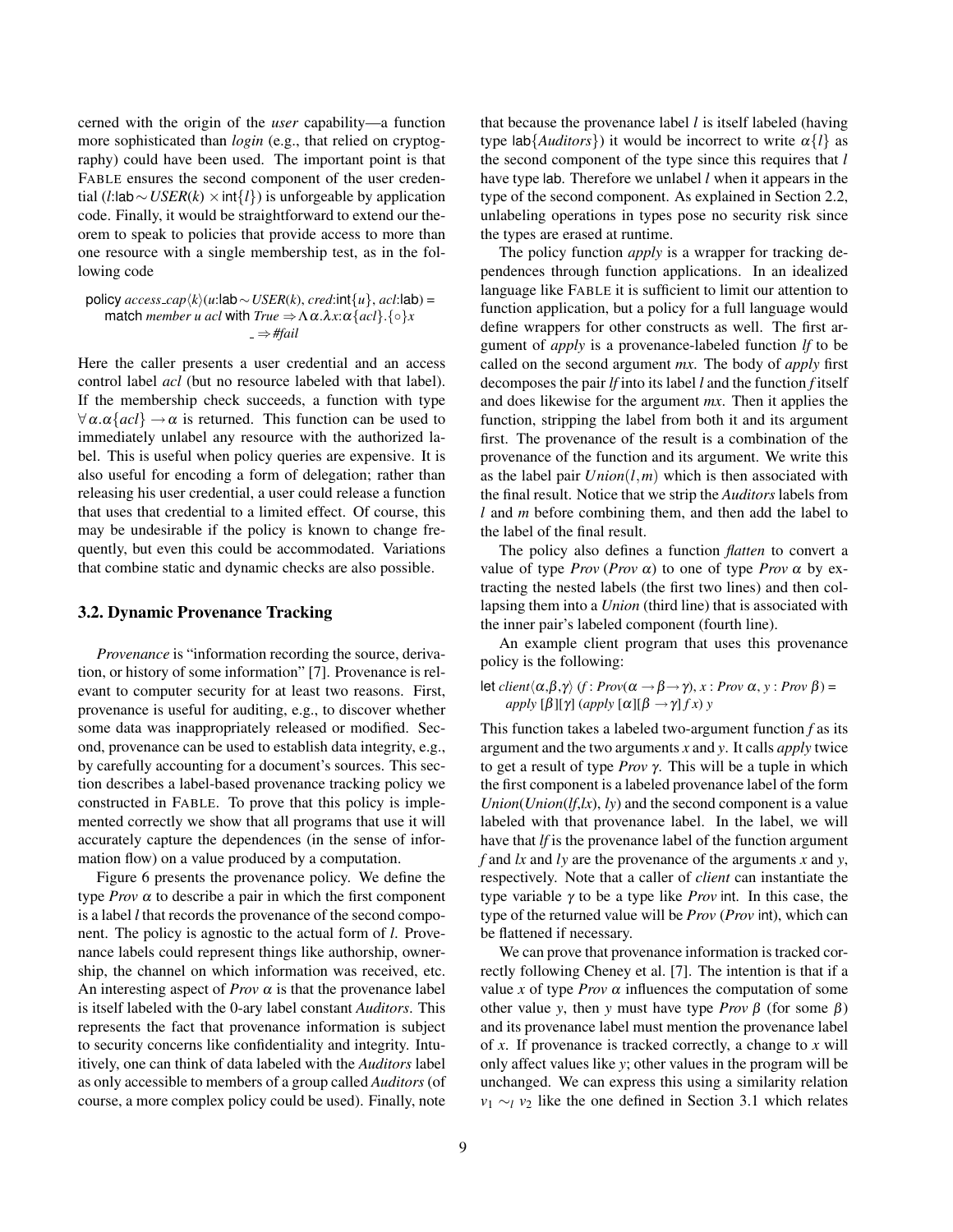cerned with the origin of the *user* capability—a function more sophisticated than *login* (e.g., that relied on cryptography) could have been used. The important point is that FABLE ensures the second component of the user credential ($l$:lab $\sim$ *USER*($k$) $\times$ int$\{l\}$) is unforgeable by application code. Finally, it would be straightforward to extend our theorem to speak to policies that provide access to more than one resource with a single membership test, as in the following code

```
policy access_cap⟨k⟩(u:lab ∼ USER(k), cred:int{u}, acl:lab) =
    match member u acl with True ⇒ Λα.λx:α{acl}.{○}x
                            _ ⇒ #fail
```

Here the caller presents a user credential and an access control label *acl* (but no resource labeled with that label). If the membership check succeeds, a function with type $\forall\alpha.\alpha\{acl\} \rightarrow \alpha$ is returned. This function can be used to immediately unlabel any resource with the authorized label. This is useful when policy queries are expensive. It is also useful for encoding a form of delegation; rather than releasing his user credential, a user could release a function that uses that credential to a limited effect. Of course, this may be undesirable if the policy is known to change frequently, but even this could be accommodated. Variations that combine static and dynamic checks are also possible.

### 3.2. Dynamic Provenance Tracking

*Provenance* is "information recording the source, derivation, or history of some information" [7]. Provenance is relevant to computer security for at least two reasons. First, provenance is useful for auditing, e.g., to discover whether some data was inappropriately released or modified. Second, provenance can be used to establish data integrity, e.g., by carefully accounting for a document's sources. This section describes a label-based provenance tracking policy we constructed in FABLE. To prove that this policy is implemented correctly we show that all programs that use it will accurately capture the dependences (in the sense of information flow) on a value produced by a computation.

Figure 6 presents the provenance policy. We define the type *Prov* $\alpha$ to describe a pair in which the first component is a label $l$ that records the provenance of the second component. The policy is agnostic to the actual form of $l$. Provenance labels could represent things like authorship, ownership, the channel on which information was received, etc. An interesting aspect of *Prov* $\alpha$ is that the provenance label is itself labeled with the 0-ary label constant *Auditors*. This represents the fact that provenance information is subject to security concerns like confidentiality and integrity. Intuitively, one can think of data labeled with the *Auditors* label as only accessible to members of a group called *Auditors* (of course, a more complex policy could be used). Finally, note that because the provenance label $l$ is itself labeled (having type lab$\{Auditors\}$) it would be incorrect to write $\alpha\{l\}$ as the second component of the type since this requires that $l$ have type lab. Therefore we unlabel $l$ when it appears in the type of the second component. As explained in Section 2.2, unlabeling operations in types pose no security risk since the types are erased at runtime.

The policy function *apply* is a wrapper for tracking dependences through function applications. In an idealized language like FABLE it is sufficient to limit our attention to function application, but a policy for a full language would define wrappers for other constructs as well. The first argument of *apply* is a provenance-labeled function *lf* to be called on the second argument *mx*. The body of *apply* first decomposes the pair *lf* into its label $l$ and the function $f$ itself and does likewise for the argument *mx*. Then it applies the function, stripping the label from both it and its argument first. The provenance of the result is a combination of the provenance of the function and its argument. We write this as the label pair $Union(l,m)$ which is then associated with the final result. Notice that we strip the *Auditors* labels from $l$ and $m$ before combining them, and then add the label to the label of the final result.

The policy also defines a function *flatten* to convert a value of type *Prov* (*Prov* $\alpha$) to one of type *Prov* $\alpha$ by extracting the nested labels (the first two lines) and then collapsing them into a *Union* (third line) that is associated with the inner pair's labeled component (fourth line).

An example client program that uses this provenance policy is the following:

```
let client⟨α,β,γ⟩ (f : Prov(α → β → γ), x : Prov α, y : Prov β) =
    apply [β][γ] (apply [α][β → γ] f x) y
```

This function takes a labeled two-argument function $f$ as its argument and the two arguments $x$ and $y$. It calls *apply* twice to get a result of type *Prov* $\gamma$. This will be a tuple in which the first component is a labeled provenance label of the form *Union*(*Union*(*lf*,*lx*), *ly*) and the second component is a value labeled with that provenance label. In the label, we will have that *lf* is the provenance label of the function argument $f$ and *lx* and *ly* are the provenance of the arguments $x$ and $y$, respectively. Note that a caller of *client* can instantiate the type variable $\gamma$ to be a type like *Prov* int. In this case, the type of the returned value will be *Prov* (*Prov* int), which can be flattened if necessary.

We can prove that provenance information is tracked correctly following Cheney et al. [7]. The intention is that if a value $x$ of type *Prov* $\alpha$ influences the computation of some other value $y$, then $y$ must have type *Prov* $\beta$ (for some $\beta$) and its provenance label must mention the provenance label of $x$. If provenance is tracked correctly, a change to $x$ will only affect values like $y$; other values in the program will be unchanged. We can express this using a similarity relation $v_1 \sim_l v_2$ like the one defined in Section 3.1 which relates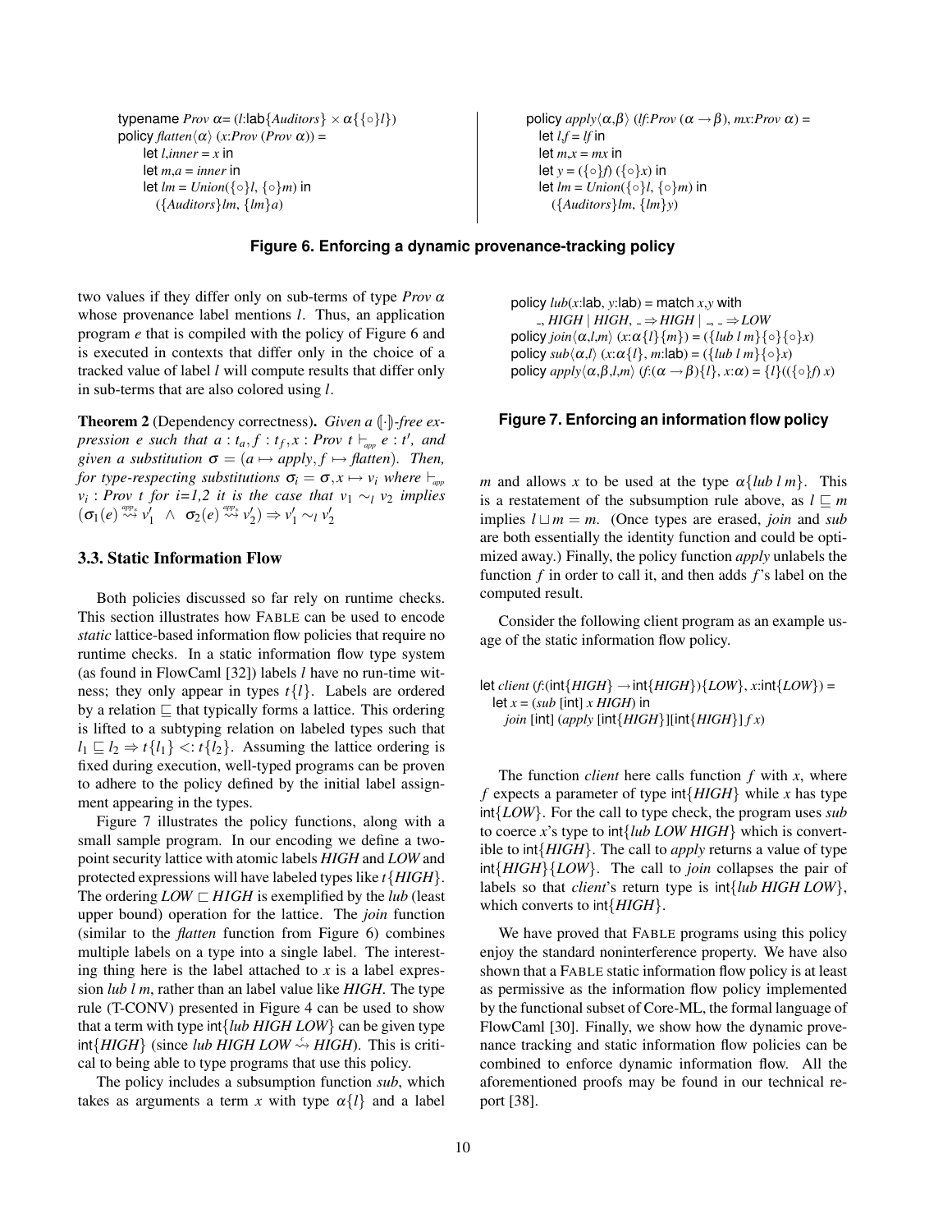```
typename Prov α= (l:lab{Auditors} × α{{◦}l})
policy flatten⟨α⟩ (x:Prov (Prov α)) =
    let l,inner = x in
    let m,a = inner in
    let lm = Union({◦}l, {◦}m) in
      ({Auditors}lm, {lm}a)
```

```
policy apply⟨α,β⟩ (lf:Prov (α → β), mx:Prov α) =
   let l,f = lf in
   let m,x = mx in
   let y = ({◦}f) ({◦}x) in
   let lm = Union({◦}l, {◦}m) in
     ({Auditors}lm, {lm}y)
```

**Figure 6. Enforcing a dynamic provenance-tracking policy**

two values if they differ only on sub-terms of type *Prov* $\alpha$ whose provenance label mentions $l$. Thus, an application program $e$ that is compiled with the policy of Figure 6 and is executed in contexts that differ only in the choice of a tracked value of label $l$ will compute results that differ only in sub-terms that are also colored using $l$.

**Theorem 2** (Dependency correctness). *Given a* $(\!|\cdot|\!)$*-free expression* $e$ *such that* $a : t_a, f : t_f, x : Prov\ t \vdash_{app} e : t'$, *and given a substitution* $\sigma = (a \mapsto apply, f \mapsto flatten)$. *Then, for type-respecting substitutions* $\sigma_i = \sigma, x \mapsto v_i$ *where* $\vdash_{app} v_i : Prov\ t$ *for i=1,2 it is the case that* $v_1 \sim_l v_2$ *implies* $(\sigma_1(e) \overset{app_*}{\rightsquigarrow} v_1' \ \wedge\ \sigma_2(e) \overset{app_*}{\rightsquigarrow} v_2') \Rightarrow v_1' \sim_l v_2'$

### 3.3. Static Information Flow

Both policies discussed so far rely on runtime checks. This section illustrates how FABLE can be used to encode *static* lattice-based information flow policies that require no runtime checks. In a static information flow type system (as found in FlowCaml [32]) labels $l$ have no run-time witness; they only appear in types $t\{l\}$. Labels are ordered by a relation $\sqsubseteq$ that typically forms a lattice. This ordering is lifted to a subtyping relation on labeled types such that $l_1 \sqsubseteq l_2 \Rightarrow t\{l_1\} <: t\{l_2\}$. Assuming the lattice ordering is fixed during execution, well-typed programs can be proven to adhere to the policy defined by the initial label assignment appearing in the types.

Figure 7 illustrates the policy functions, along with a small sample program. In our encoding we define a two-point security lattice with atomic labels *HIGH* and *LOW* and protected expressions will have labeled types like $t\{HIGH\}$. The ordering $LOW \sqsubset HIGH$ is exemplified by the *lub* (least upper bound) operation for the lattice. The *join* function (similar to the *flatten* function from Figure 6) combines multiple labels on a type into a single label. The interesting thing here is the label attached to $x$ is a label expression *lub l m*, rather than an label value like *HIGH*. The type rule (T-CONV) presented in Figure 4 can be used to show that a term with type int{*lub HIGH LOW*} can be given type int{*HIGH*} (since *lub HIGH LOW* $\overset{c}{\rightsquigarrow}$ *HIGH*). This is critical to being able to type programs that use this policy.

The policy includes a subsumption function *sub*, which takes as arguments a term $x$ with type $\alpha\{l\}$ and a label $m$ and allows $x$ to be used at the type $\alpha\{lub\ l\ m\}$. This is a restatement of the subsumption rule above, as $l \sqsubseteq m$ implies $l \sqcup m = m$. (Once types are erased, *join* and *sub* are both essentially the identity function and could be optimized away.) Finally, the policy function *apply* unlabels the function $f$ in order to call it, and then adds $f$'s label on the computed result.

```
policy lub(x:lab, y:lab) = match x,y with
    _, HIGH | HIGH, _ ⇒ HIGH | _, _ ⇒ LOW
policy join⟨α,l,m⟩ (x:α{l}{m}) = ({lub l m}{◦}{◦}x)
policy sub⟨α,l⟩ (x:α{l}, m:lab) = ({lub l m}{◦}x)
policy apply⟨α,β,l,m⟩ (f:(α → β){l}, x:α) = {l}(({◦}f) x)
```

**Figure 7. Enforcing an information flow policy**

Consider the following client program as an example usage of the static information flow policy.

```
let client (f:(int{HIGH} → int{HIGH}){LOW}, x:int{LOW}) =
  let x = (sub [int] x HIGH) in
    join [int] (apply [int{HIGH}][int{HIGH}] f x)
```

The function *client* here calls function $f$ with $x$, where $f$ expects a parameter of type int{*HIGH*} while $x$ has type int{*LOW*}. For the call to type check, the program uses *sub* to coerce $x$'s type to int{*lub LOW HIGH*} which is convertible to int{*HIGH*}. The call to *apply* returns a value of type int{*HIGH*}{*LOW*}. The call to *join* collapses the pair of labels so that *client*'s return type is int{*lub HIGH LOW*}, which converts to int{*HIGH*}.

We have proved that FABLE programs using this policy enjoy the standard noninterference property. We have also shown that a FABLE static information flow policy is at least as permissive as the information flow policy implemented by the functional subset of Core-ML, the formal language of FlowCaml [30]. Finally, we show how the dynamic provenance tracking and static information flow policies can be combined to enforce dynamic information flow. All the aforementioned proofs may be found in our technical report [38].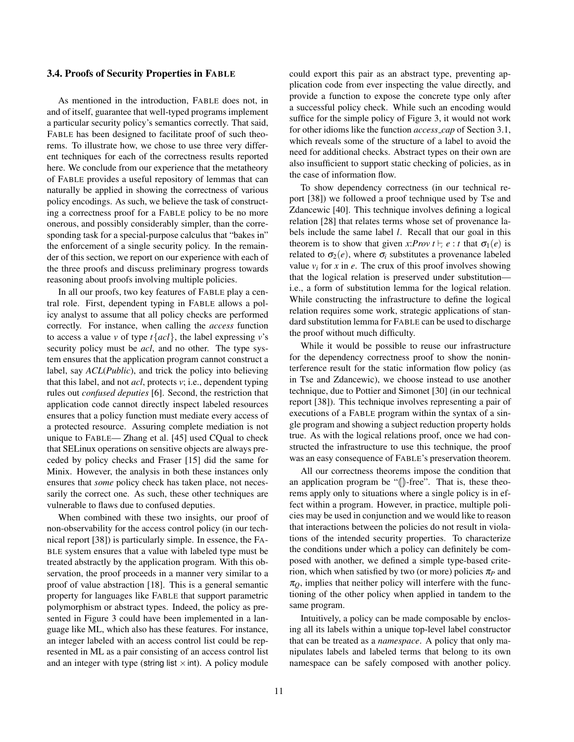### 3.4. Proofs of Security Properties in FABLE

As mentioned in the introduction, FABLE does not, in and of itself, guarantee that well-typed programs implement a particular security policy's semantics correctly. That said, FABLE has been designed to facilitate proof of such theorems. To illustrate how, we chose to use three very different techniques for each of the correctness results reported here. We conclude from our experience that the metatheory of FABLE provides a useful repository of lemmas that can naturally be applied in showing the correctness of various policy encodings. As such, we believe the task of constructing a correctness proof for a FABLE policy to be no more onerous, and possibly considerably simpler, than the corresponding task for a special-purpose calculus that "bakes in" the enforcement of a single security policy. In the remainder of this section, we report on our experience with each of the three proofs and discuss preliminary progress towards reasoning about proofs involving multiple policies.

In all our proofs, two key features of FABLE play a central role. First, dependent typing in FABLE allows a policy analyst to assume that all policy checks are performed correctly. For instance, when calling the *access* function to access a value $v$ of type $t\{acl\}$, the label expressing $v$'s security policy must be *acl*, and no other. The type system ensures that the application program cannot construct a label, say *ACL*(*Public*), and trick the policy into believing that this label, and not *acl*, protects $v$; i.e., dependent typing rules out *confused deputies* [6]. Second, the restriction that application code cannot directly inspect labeled resources ensures that a policy function must mediate every access of a protected resource. Assuring complete mediation is not unique to FABLE— Zhang et al. [45] used CQual to check that SELinux operations on sensitive objects are always preceded by policy checks and Fraser [15] did the same for Minix. However, the analysis in both these instances only ensures that *some* policy check has taken place, not necessarily the correct one. As such, these other techniques are vulnerable to flaws due to confused deputies.

When combined with these two insights, our proof of non-observability for the access control policy (in our technical report [38]) is particularly simple. In essence, the FABLE system ensures that a value with labeled type must be treated abstractly by the application program. With this observation, the proof proceeds in a manner very similar to a proof of value abstraction [18]. This is a general semantic property for languages like FABLE that support parametric polymorphism or abstract types. Indeed, the policy as presented in Figure 3 could have been implemented in a language like ML, which also has these features. For instance, an integer labeled with an access control list could be represented in ML as a pair consisting of an access control list and an integer with type (string list $\times$ int). A policy module could export this pair as an abstract type, preventing application code from ever inspecting the value directly, and provide a function to expose the concrete type only after a successful policy check. While such an encoding would suffice for the simple policy of Figure 3, it would not work for other idioms like the function *access_cap* of Section 3.1, which reveals some of the structure of a label to avoid the need for additional checks. Abstract types on their own are also insufficient to support static checking of policies, as in the case of information flow.

To show dependency correctness (in our technical report [38]) we followed a proof technique used by Tse and Zdancewic [40]. This technique involves defining a logical relation [28] that relates terms whose set of provenance labels include the same label $l$. Recall that our goal in this theorem is to show that given $x{:}Prov\ t \vdash_c e : t$ that $\sigma_1(e)$ is related to $\sigma_2(e)$, where $\sigma_i$ substitutes a provenance labeled value $v_i$ for $x$ in $e$. The crux of this proof involves showing that the logical relation is preserved under substitution— i.e., a form of substitution lemma for the logical relation. While constructing the infrastructure to define the logical relation requires some work, strategic applications of standard substitution lemma for FABLE can be used to discharge the proof without much difficulty.

While it would be possible to reuse our infrastructure for the dependency correctness proof to show the noninterference result for the static information flow policy (as in Tse and Zdancewic), we choose instead to use another technique, due to Pottier and Simonet [30] (in our technical report [38]). This technique involves representing a pair of executions of a FABLE program within the syntax of a single program and showing a subject reduction property holds true. As with the logical relations proof, once we had constructed the infrastructure to use this technique, the proof was an easy consequence of FABLE's preservation theorem.

All our correctness theorems impose the condition that an application program be "$(\!|\,|\!)$-free". That is, these theorems apply only to situations where a single policy is in effect within a program. However, in practice, multiple policies may be used in conjunction and we would like to reason that interactions between the policies do not result in violations of the intended security properties. To characterize the conditions under which a policy can definitely be composed with another, we defined a simple type-based criterion, which when satisfied by two (or more) policies $\pi_P$ and $\pi_Q$, implies that neither policy will interfere with the functioning of the other policy when applied in tandem to the same program.

Intuitively, a policy can be made composable by enclosing all its labels within a unique top-level label constructor that can be treated as a *namespace*. A policy that only manipulates labels and labeled terms that belong to its own namespace can be safely composed with another policy.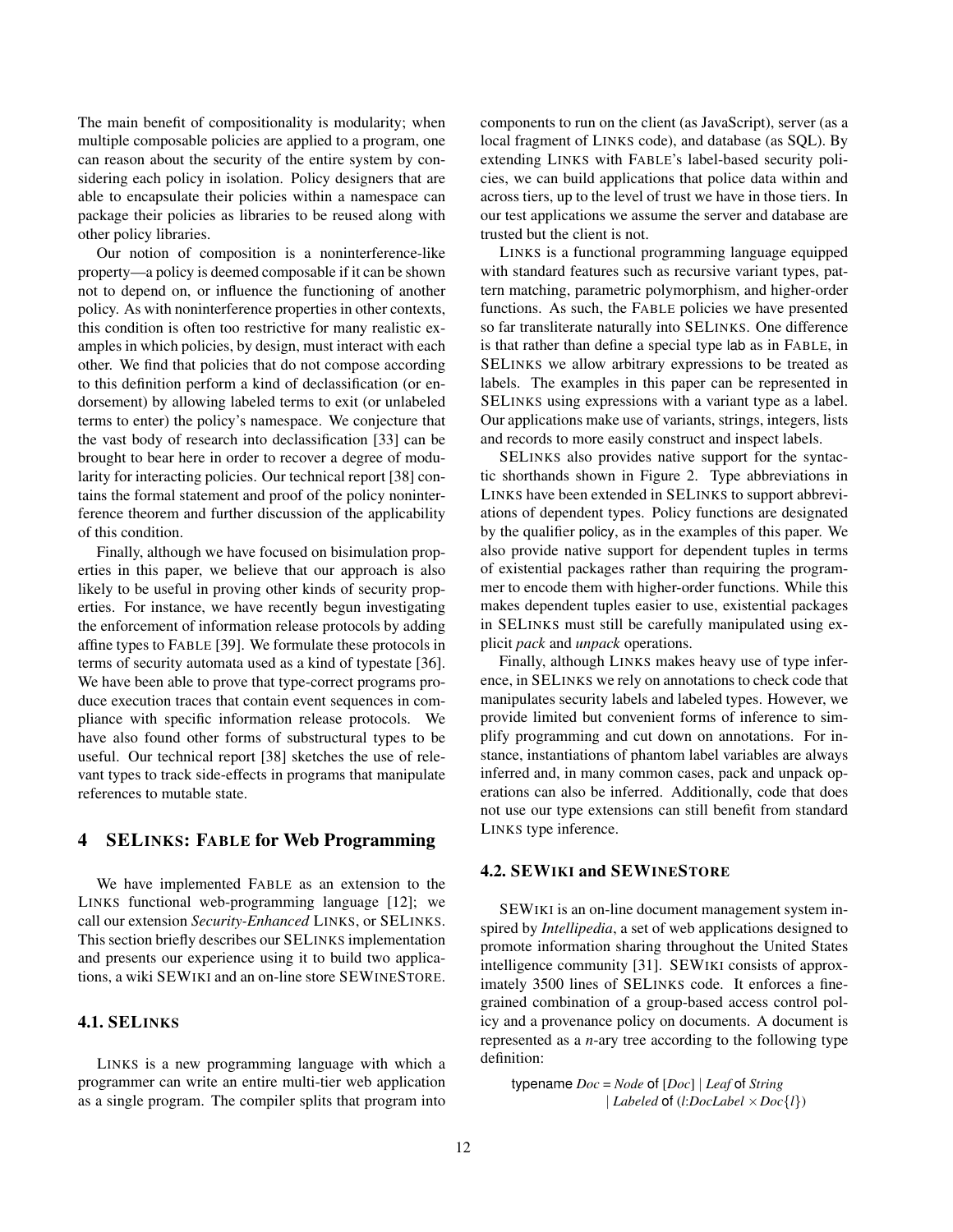The main benefit of compositionality is modularity; when multiple composable policies are applied to a program, one can reason about the security of the entire system by considering each policy in isolation. Policy designers that are able to encapsulate their policies within a namespace can package their policies as libraries to be reused along with other policy libraries.

Our notion of composition is a noninterference-like property—a policy is deemed composable if it can be shown not to depend on, or influence the functioning of another policy. As with noninterference properties in other contexts, this condition is often too restrictive for many realistic examples in which policies, by design, must interact with each other. We find that policies that do not compose according to this definition perform a kind of declassification (or endorsement) by allowing labeled terms to exit (or unlabeled terms to enter) the policy's namespace. We conjecture that the vast body of research into declassification [33] can be brought to bear here in order to recover a degree of modularity for interacting policies. Our technical report [38] contains the formal statement and proof of the policy noninterference theorem and further discussion of the applicability of this condition.

Finally, although we have focused on bisimulation properties in this paper, we believe that our approach is also likely to be useful in proving other kinds of security properties. For instance, we have recently begun investigating the enforcement of information release protocols by adding affine types to FABLE [39]. We formulate these protocols in terms of security automata used as a kind of typestate [36]. We have been able to prove that type-correct programs produce execution traces that contain event sequences in compliance with specific information release protocols. We have also found other forms of substructural types to be useful. Our technical report [38] sketches the use of relevant types to track side-effects in programs that manipulate references to mutable state.

# 4 SELINKS: FABLE for Web Programming

We have implemented FABLE as an extension to the LINKS functional web-programming language [12]; we call our extension *Security-Enhanced* LINKS, or SELINKS. This section briefly describes our SELINKS implementation and presents our experience using it to build two applications, a wiki SEWIKI and an on-line store SEWINESTORE.

## 4.1. SELINKS

LINKS is a new programming language with which a programmer can write an entire multi-tier web application as a single program. The compiler splits that program into components to run on the client (as JavaScript), server (as a local fragment of LINKS code), and database (as SQL). By extending LINKS with FABLE's label-based security policies, we can build applications that police data within and across tiers, up to the level of trust we have in those tiers. In our test applications we assume the server and database are trusted but the client is not.

LINKS is a functional programming language equipped with standard features such as recursive variant types, pattern matching, parametric polymorphism, and higher-order functions. As such, the FABLE policies we have presented so far transliterate naturally into SELINKS. One difference is that rather than define a special type lab as in FABLE, in SELINKS we allow arbitrary expressions to be treated as labels. The examples in this paper can be represented in SELINKS using expressions with a variant type as a label. Our applications make use of variants, strings, integers, lists and records to more easily construct and inspect labels.

SELINKS also provides native support for the syntactic shorthands shown in Figure 2. Type abbreviations in LINKS have been extended in SELINKS to support abbreviations of dependent types. Policy functions are designated by the qualifier policy, as in the examples of this paper. We also provide native support for dependent tuples in terms of existential packages rather than requiring the programmer to encode them with higher-order functions. While this makes dependent tuples easier to use, existential packages in SELINKS must still be carefully manipulated using explicit *pack* and *unpack* operations.

Finally, although LINKS makes heavy use of type inference, in SELINKS we rely on annotations to check code that manipulates security labels and labeled types. However, we provide limited but convenient forms of inference to simplify programming and cut down on annotations. For instance, instantiations of phantom label variables are always inferred and, in many common cases, pack and unpack operations can also be inferred. Additionally, code that does not use our type extensions can still benefit from standard LINKS type inference.

## 4.2. SEWIKI and SEWINESTORE

SEWIKI is an on-line document management system inspired by *Intellipedia*, a set of web applications designed to promote information sharing throughout the United States intelligence community [31]. SEWIKI consists of approximately 3500 lines of SELINKS code. It enforces a fine-grained combination of a group-based access control policy and a provenance policy on documents. A document is represented as a *n*-ary tree according to the following type definition:

```
typename Doc = Node of [Doc] | Leaf of String
             | Labeled of (l:DocLabel × Doc{l})
```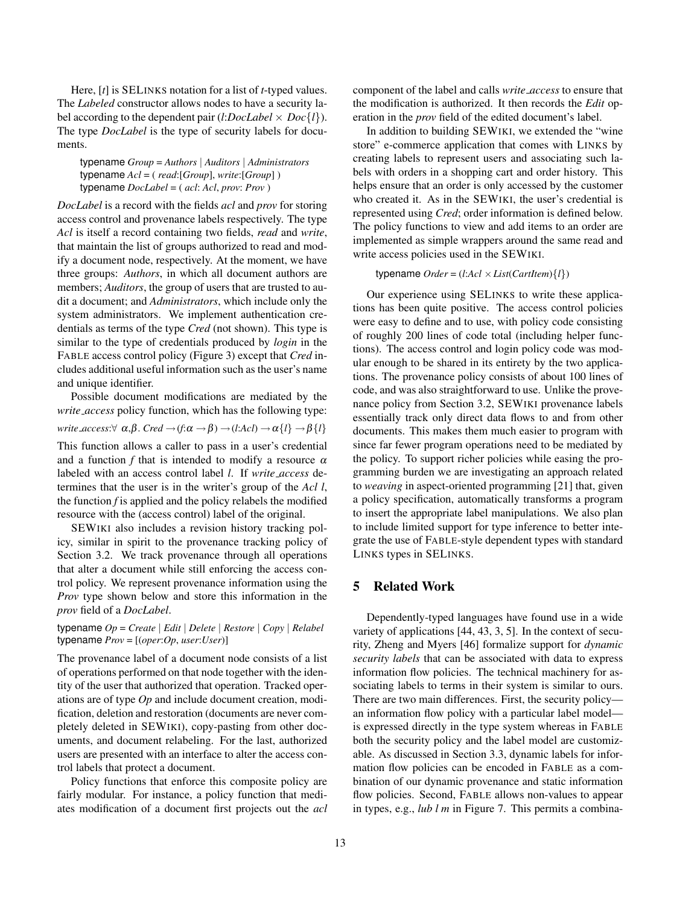Here, $[t]$ is SELINKS notation for a list of $t$-typed values. The *Labeled* constructor allows nodes to have a security label according to the dependent pair ($l$:*DocLabel* $\times$ *Doc*$\{l\}$). The type *DocLabel* is the type of security labels for documents.

```
typename Group = Authors | Auditors | Administrators
typename Acl = ( read:[Group], write:[Group] )
typename DocLabel = ( acl: Acl, prov: Prov )
```

*DocLabel* is a record with the fields *acl* and *prov* for storing access control and provenance labels respectively. The type *Acl* is itself a record containing two fields, *read* and *write*, that maintain the list of groups authorized to read and modify a document node, respectively. At the moment, we have three groups: *Authors*, in which all document authors are members; *Auditors*, the group of users that are trusted to audit a document; and *Administrators*, which include only the system administrators. We implement authentication credentials as terms of the type *Cred* (not shown). This type is similar to the type of credentials produced by *login* in the FABLE access control policy (Figure 3) except that *Cred* includes additional useful information such as the user's name and unique identifier.

Possible document modifications are mediated by the *write_access* policy function, which has the following type:

$$write\_access{:}\forall\ \alpha,\beta.\ Cred \rightarrow (f{:}\alpha \rightarrow \beta) \rightarrow (l{:}Acl) \rightarrow \alpha\{l\} \rightarrow \beta\{l\}$$

This function allows a caller to pass in a user's credential and a function $f$ that is intended to modify a resource $\alpha$ labeled with an access control label $l$. If *write_access* determines that the user is in the writer's group of the *Acl* $l$, the function $f$ is applied and the policy relabels the modified resource with the (access control) label of the original.

SEWIKI also includes a revision history tracking policy, similar in spirit to the provenance tracking policy of Section 3.2. We track provenance through all operations that alter a document while still enforcing the access control policy. We represent provenance information using the *Prov* type shown below and store this information in the *prov* field of a *DocLabel*.

```
typename Op = Create | Edit | Delete | Restore | Copy | Relabel
typename Prov = [(oper:Op, user:User)]
```

The provenance label of a document node consists of a list of operations performed on that node together with the identity of the user that authorized that operation. Tracked operations are of type *Op* and include document creation, modification, deletion and restoration (documents are never completely deleted in SEWIKI), copy-pasting from other documents, and document relabeling. For the last, authorized users are presented with an interface to alter the access control labels that protect a document.

Policy functions that enforce this composite policy are fairly modular. For instance, a policy function that mediates modification of a document first projects out the *acl* component of the label and calls *write_access* to ensure that the modification is authorized. It then records the *Edit* operation in the *prov* field of the edited document's label.

In addition to building SEWIKI, we extended the "wine store" e-commerce application that comes with LINKS by creating labels to represent users and associating such labels with orders in a shopping cart and order history. This helps ensure that an order is only accessed by the customer who created it. As in the SEWIKI, the user's credential is represented using *Cred*; order information is defined below. The policy functions to view and add items to an order are implemented as simple wrappers around the same read and write access policies used in the SEWIKI.

```
typename Order = (l:Acl × List(CartItem){l})
```

Our experience using SELINKS to write these applications has been quite positive. The access control policies were easy to define and to use, with policy code consisting of roughly 200 lines of code total (including helper functions). The access control and login policy code was modular enough to be shared in its entirety by the two applications. The provenance policy consists of about 100 lines of code, and was also straightforward to use. Unlike the provenance policy from Section 3.2, SEWIKI provenance labels essentially track only direct data flows to and from other documents. This makes them much easier to program with since far fewer program operations need to be mediated by the policy. To support richer policies while easing the programming burden we are investigating an approach related to *weaving* in aspect-oriented programming [21] that, given a policy specification, automatically transforms a program to insert the appropriate label manipulations. We also plan to include limited support for type inference to better integrate the use of FABLE-style dependent types with standard LINKS types in SELINKS.

## 5 Related Work

Dependently-typed languages have found use in a wide variety of applications [44, 43, 3, 5]. In the context of security, Zheng and Myers [46] formalize support for *dynamic security labels* that can be associated with data to express information flow policies. The technical machinery for associating labels to terms in their system is similar to ours. There are two main differences. First, the security policy—an information flow policy with a particular label model—is expressed directly in the type system whereas in FABLE both the security policy and the label model are customizable. As discussed in Section 3.3, dynamic labels for information flow policies can be encoded in FABLE as a combination of our dynamic provenance and static information flow policies. Second, FABLE allows non-values to appear in types, e.g., *lub l m* in Figure 7. This permits a combina-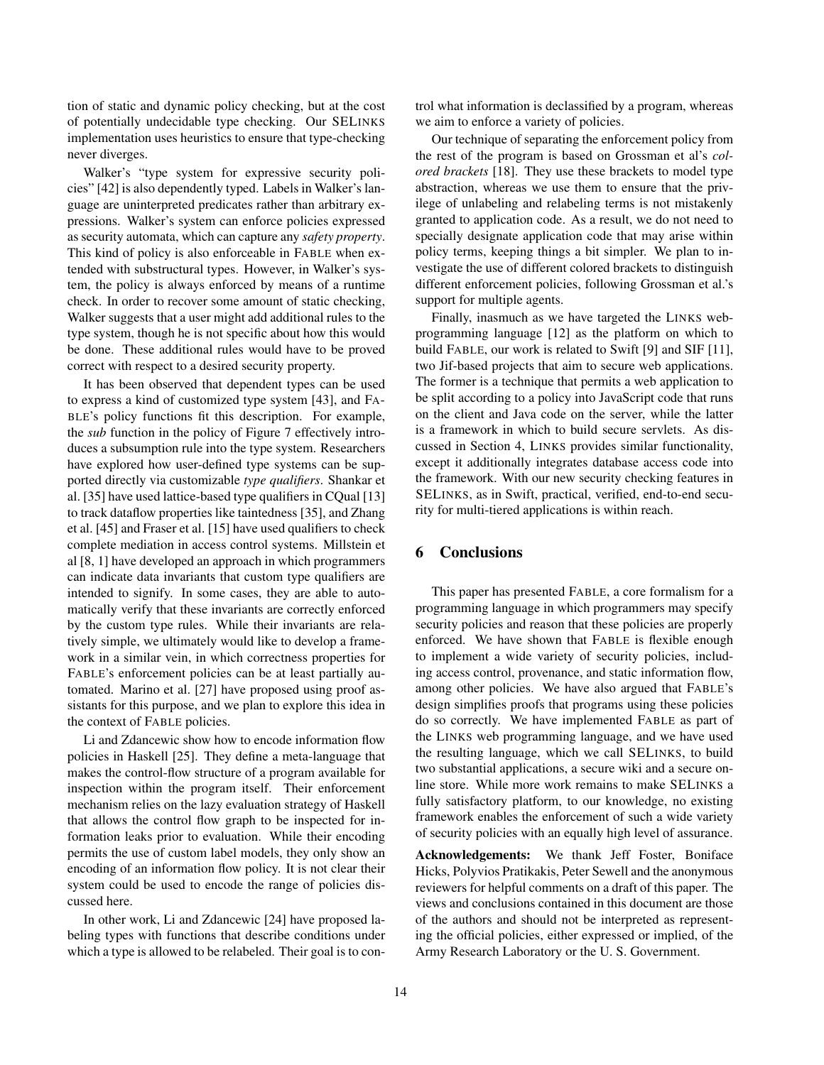tion of static and dynamic policy checking, but at the cost of potentially undecidable type checking. Our SELINKS implementation uses heuristics to ensure that type-checking never diverges.

Walker's "type system for expressive security policies" [42] is also dependently typed. Labels in Walker's language are uninterpreted predicates rather than arbitrary expressions. Walker's system can enforce policies expressed as security automata, which can capture any *safety property*. This kind of policy is also enforceable in FABLE when extended with substructural types. However, in Walker's system, the policy is always enforced by means of a runtime check. In order to recover some amount of static checking, Walker suggests that a user might add additional rules to the type system, though he is not specific about how this would be done. These additional rules would have to be proved correct with respect to a desired security property.

It has been observed that dependent types can be used to express a kind of customized type system [43], and FABLE's policy functions fit this description. For example, the *sub* function in the policy of Figure 7 effectively introduces a subsumption rule into the type system. Researchers have explored how user-defined type systems can be supported directly via customizable *type qualifiers*. Shankar et al. [35] have used lattice-based type qualifiers in CQual [13] to track dataflow properties like taintedness [35], and Zhang et al. [45] and Fraser et al. [15] have used qualifiers to check complete mediation in access control systems. Millstein et al [8, 1] have developed an approach in which programmers can indicate data invariants that custom type qualifiers are intended to signify. In some cases, they are able to automatically verify that these invariants are correctly enforced by the custom type rules. While their invariants are relatively simple, we ultimately would like to develop a framework in a similar vein, in which correctness properties for FABLE's enforcement policies can be at least partially automated. Marino et al. [27] have proposed using proof assistants for this purpose, and we plan to explore this idea in the context of FABLE policies.

Li and Zdancewic show how to encode information flow policies in Haskell [25]. They define a meta-language that makes the control-flow structure of a program available for inspection within the program itself. Their enforcement mechanism relies on the lazy evaluation strategy of Haskell that allows the control flow graph to be inspected for information leaks prior to evaluation. While their encoding permits the use of custom label models, they only show an encoding of an information flow policy. It is not clear their system could be used to encode the range of policies discussed here.

In other work, Li and Zdancewic [24] have proposed labeling types with functions that describe conditions under which a type is allowed to be relabeled. Their goal is to control what information is declassified by a program, whereas we aim to enforce a variety of policies.

Our technique of separating the enforcement policy from the rest of the program is based on Grossman et al's *colored brackets* [18]. They use these brackets to model type abstraction, whereas we use them to ensure that the privilege of unlabeling and relabeling terms is not mistakenly granted to application code. As a result, we do not need to specially designate application code that may arise within policy terms, keeping things a bit simpler. We plan to investigate the use of different colored brackets to distinguish different enforcement policies, following Grossman et al.'s support for multiple agents.

Finally, inasmuch as we have targeted the LINKS web-programming language [12] as the platform on which to build FABLE, our work is related to Swift [9] and SIF [11], two Jif-based projects that aim to secure web applications. The former is a technique that permits a web application to be split according to a policy into JavaScript code that runs on the client and Java code on the server, while the latter is a framework in which to build secure servlets. As discussed in Section 4, LINKS provides similar functionality, except it additionally integrates database access code into the framework. With our new security checking features in SELINKS, as in Swift, practical, verified, end-to-end security for multi-tiered applications is within reach.

## 6 Conclusions

This paper has presented FABLE, a core formalism for a programming language in which programmers may specify security policies and reason that these policies are properly enforced. We have shown that FABLE is flexible enough to implement a wide variety of security policies, including access control, provenance, and static information flow, among other policies. We have also argued that FABLE's design simplifies proofs that programs using these policies do so correctly. We have implemented FABLE as part of the LINKS web programming language, and we have used the resulting language, which we call SELINKS, to build two substantial applications, a secure wiki and a secure online store. While more work remains to make SELINKS a fully satisfactory platform, to our knowledge, no existing framework enables the enforcement of such a wide variety of security policies with an equally high level of assurance.

**Acknowledgements:** We thank Jeff Foster, Boniface Hicks, Polyvios Pratikakis, Peter Sewell and the anonymous reviewers for helpful comments on a draft of this paper. The views and conclusions contained in this document are those of the authors and should not be interpreted as representing the official policies, either expressed or implied, of the Army Research Laboratory or the U. S. Government.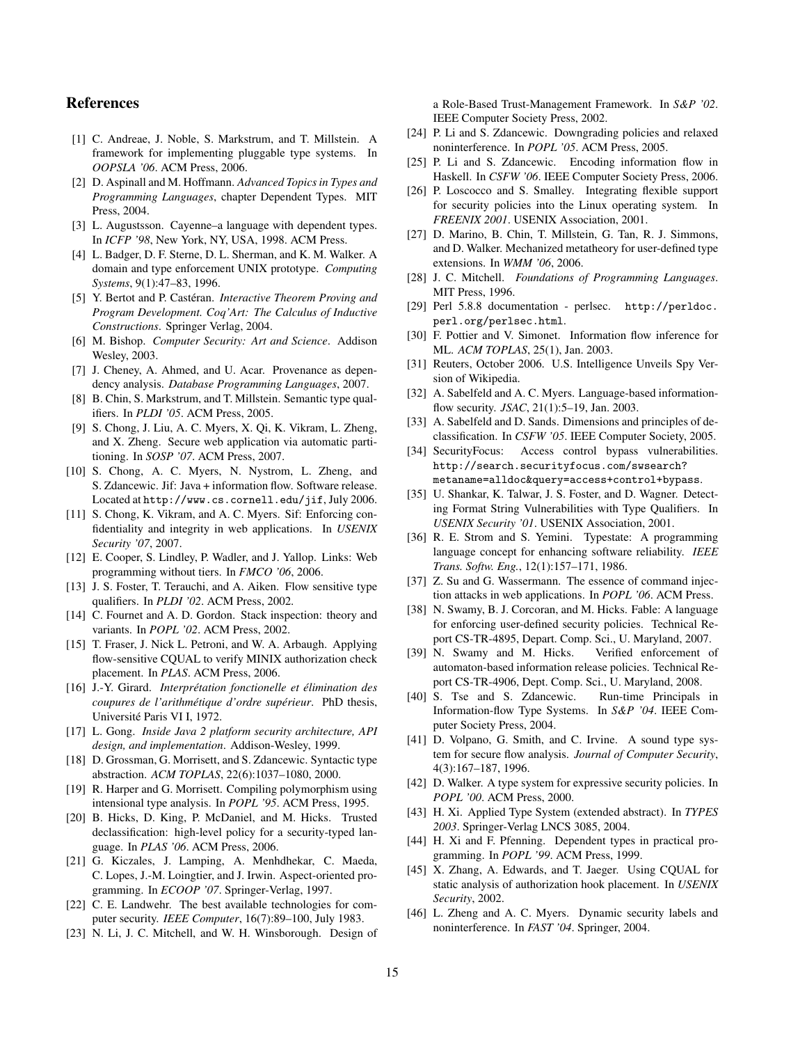## References

[1] C. Andreae, J. Noble, S. Markstrum, and T. Millstein. A framework for implementing pluggable type systems. In *OOPSLA '06*. ACM Press, 2006.

[2] D. Aspinall and M. Hoffmann. *Advanced Topics in Types and Programming Languages*, chapter Dependent Types. MIT Press, 2004.

[3] L. Augustsson. Cayenne–a language with dependent types. In *ICFP '98*, New York, NY, USA, 1998. ACM Press.

[4] L. Badger, D. F. Sterne, D. L. Sherman, and K. M. Walker. A domain and type enforcement UNIX prototype. *Computing Systems*, 9(1):47–83, 1996.

[5] Y. Bertot and P. Castéran. *Interactive Theorem Proving and Program Development. Coq'Art: The Calculus of Inductive Constructions*. Springer Verlag, 2004.

[6] M. Bishop. *Computer Security: Art and Science*. Addison Wesley, 2003.

[7] J. Cheney, A. Ahmed, and U. Acar. Provenance as dependency analysis. *Database Programming Languages*, 2007.

[8] B. Chin, S. Markstrum, and T. Millstein. Semantic type qualifiers. In *PLDI '05*. ACM Press, 2005.

[9] S. Chong, J. Liu, A. C. Myers, X. Qi, K. Vikram, L. Zheng, and X. Zheng. Secure web application via automatic partitioning. In *SOSP '07*. ACM Press, 2007.

[10] S. Chong, A. C. Myers, N. Nystrom, L. Zheng, and S. Zdancewic. Jif: Java + information flow. Software release. Located at `http://www.cs.cornell.edu/jif`, July 2006.

[11] S. Chong, K. Vikram, and A. C. Myers. Sif: Enforcing confidentiality and integrity in web applications. In *USENIX Security '07*, 2007.

[12] E. Cooper, S. Lindley, P. Wadler, and J. Yallop. Links: Web programming without tiers. In *FMCO '06*, 2006.

[13] J. S. Foster, T. Terauchi, and A. Aiken. Flow sensitive type qualifiers. In *PLDI '02*. ACM Press, 2002.

[14] C. Fournet and A. D. Gordon. Stack inspection: theory and variants. In *POPL '02*. ACM Press, 2002.

[15] T. Fraser, J. Nick L. Petroni, and W. A. Arbaugh. Applying flow-sensitive CQUAL to verify MINIX authorization check placement. In *PLAS*. ACM Press, 2006.

[16] J.-Y. Girard. *Interprétation fonctionelle et élimination des coupures de l'arithmétique d'ordre supérieur*. PhD thesis, Université Paris VI I, 1972.

[17] L. Gong. *Inside Java 2 platform security architecture, API design, and implementation*. Addison-Wesley, 1999.

[18] D. Grossman, G. Morrisett, and S. Zdancewic. Syntactic type abstraction. *ACM TOPLAS*, 22(6):1037–1080, 2000.

[19] R. Harper and G. Morrisett. Compiling polymorphism using intensional type analysis. In *POPL '95*. ACM Press, 1995.

[20] B. Hicks, D. King, P. McDaniel, and M. Hicks. Trusted declassification: high-level policy for a security-typed language. In *PLAS '06*. ACM Press, 2006.

[21] G. Kiczales, J. Lamping, A. Menhdhekar, C. Maeda, C. Lopes, J.-M. Loingtier, and J. Irwin. Aspect-oriented programming. In *ECOOP '07*. Springer-Verlag, 1997.

[22] C. E. Landwehr. The best available technologies for computer security. *IEEE Computer*, 16(7):89–100, July 1983.

[23] N. Li, J. C. Mitchell, and W. H. Winsborough. Design of a Role-Based Trust-Management Framework. In *S&P '02*. IEEE Computer Society Press, 2002.

[24] P. Li and S. Zdancewic. Downgrading policies and relaxed noninterference. In *POPL '05*. ACM Press, 2005.

[25] P. Li and S. Zdancewic. Encoding information flow in Haskell. In *CSFW '06*. IEEE Computer Society Press, 2006.

[26] P. Loscocco and S. Smalley. Integrating flexible support for security policies into the Linux operating system. In *FREENIX 2001*. USENIX Association, 2001.

[27] D. Marino, B. Chin, T. Millstein, G. Tan, R. J. Simmons, and D. Walker. Mechanized metatheory for user-defined type extensions. In *WMM '06*, 2006.

[28] J. C. Mitchell. *Foundations of Programming Languages*. MIT Press, 1996.

[29] Perl 5.8.8 documentation - perlsec. `http://perldoc.perl.org/perlsec.html`.

[30] F. Pottier and V. Simonet. Information flow inference for ML. *ACM TOPLAS*, 25(1), Jan. 2003.

[31] Reuters, October 2006. U.S. Intelligence Unveils Spy Version of Wikipedia.

[32] A. Sabelfeld and A. C. Myers. Language-based information-flow security. *JSAC*, 21(1):5–19, Jan. 2003.

[33] A. Sabelfeld and D. Sands. Dimensions and principles of declassification. In *CSFW '05*. IEEE Computer Society, 2005.

[34] SecurityFocus: Access control bypass vulnerabilities. `http://search.securityfocus.com/swsearch?metaname=alldoc&query=access+control+bypass`.

[35] U. Shankar, K. Talwar, J. S. Foster, and D. Wagner. Detecting Format String Vulnerabilities with Type Qualifiers. In *USENIX Security '01*. USENIX Association, 2001.

[36] R. E. Strom and S. Yemini. Typestate: A programming language concept for enhancing software reliability. *IEEE Trans. Softw. Eng.*, 12(1):157–171, 1986.

[37] Z. Su and G. Wassermann. The essence of command injection attacks in web applications. In *POPL '06*. ACM Press.

[38] N. Swamy, B. J. Corcoran, and M. Hicks. Fable: A language for enforcing user-defined security policies. Technical Report CS-TR-4895, Depart. Comp. Sci., U. Maryland, 2007.

[39] N. Swamy and M. Hicks. Verified enforcement of automaton-based information release policies. Technical Report CS-TR-4906, Dept. Comp. Sci., U. Maryland, 2008.

[40] S. Tse and S. Zdancewic. Run-time Principals in Information-flow Type Systems. In *S&P '04*. IEEE Computer Society Press, 2004.

[41] D. Volpano, G. Smith, and C. Irvine. A sound type system for secure flow analysis. *Journal of Computer Security*, 4(3):167–187, 1996.

[42] D. Walker. A type system for expressive security policies. In *POPL '00*. ACM Press, 2000.

[43] H. Xi. Applied Type System (extended abstract). In *TYPES 2003*. Springer-Verlag LNCS 3085, 2004.

[44] H. Xi and F. Pfenning. Dependent types in practical programming. In *POPL '99*. ACM Press, 1999.

[45] X. Zhang, A. Edwards, and T. Jaeger. Using CQUAL for static analysis of authorization hook placement. In *USENIX Security*, 2002.

[46] L. Zheng and A. C. Myers. Dynamic security labels and noninterference. In *FAST '04*. Springer, 2004.